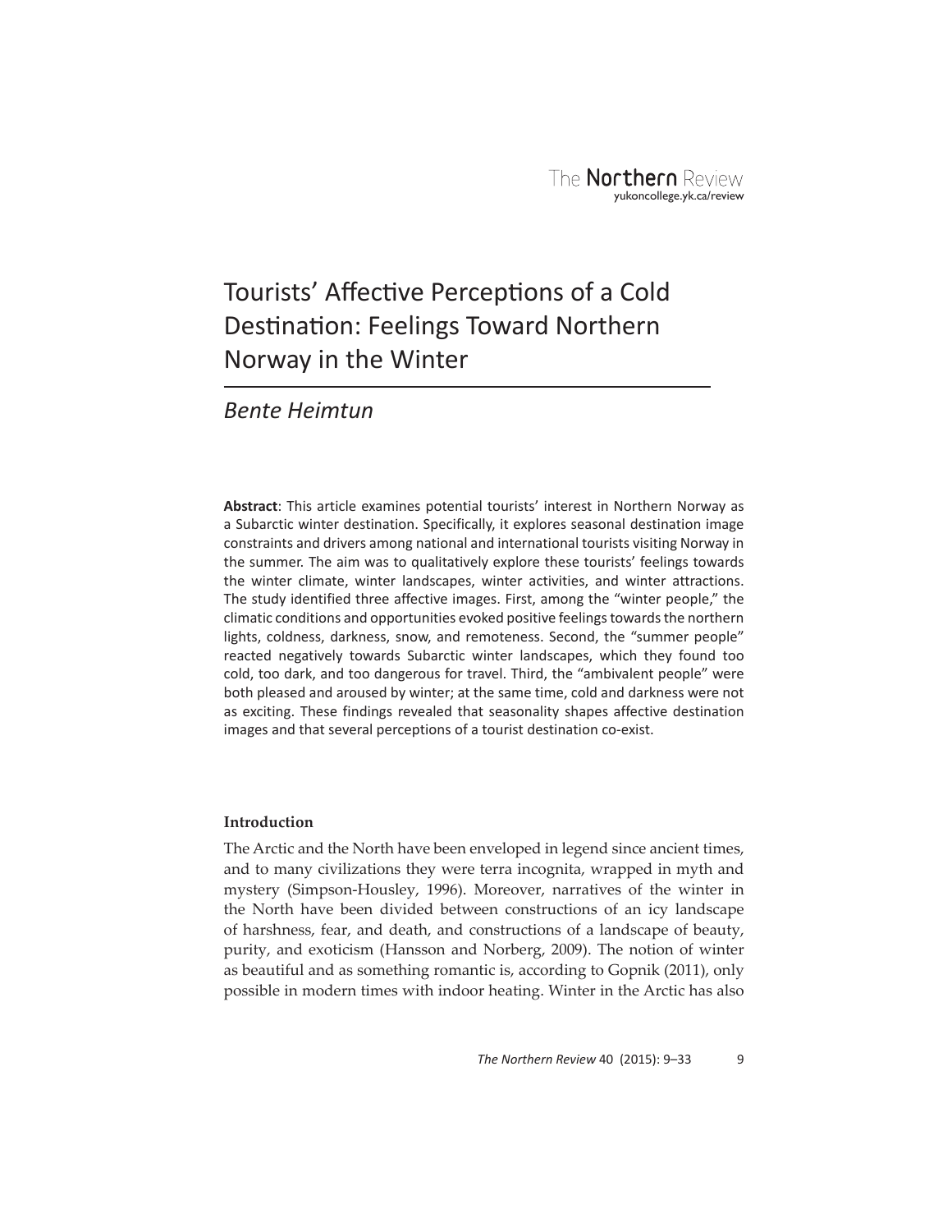# Tourists' Affective Perceptions of a Cold Destination: Feelings Toward Northern Norway in the Winter

*Bente Heimtun*

**Abstract**: This article examines potential tourists' interest in Northern Norway as a Subarctic winter destination. Specifically, it explores seasonal destination image constraints and drivers among national and international tourists visiting Norway in the summer. The aim was to qualitatively explore these tourists' feelings towards the winter climate, winter landscapes, winter activities, and winter attractions. The study identified three affective images. First, among the "winter people," the climatic conditions and opportunities evoked positive feelings towards the northern lights, coldness, darkness, snow, and remoteness. Second, the "summer people" reacted negatively towards Subarctic winter landscapes, which they found too cold, too dark, and too dangerous for travel. Third, the "ambivalent people" were both pleased and aroused by winter; at the same time, cold and darkness were not as exciting. These findings revealed that seasonality shapes affective destination images and that several perceptions of a tourist destination co-exist.

## Introduction

The Arctic and the North have been enveloped in legend since ancient times, and to many civilizations they were terra incognita, wrapped in myth and mystery (Simpson-Housley, 1996). Moreover, narratives of the winter in the North have been divided between constructions of an icy landscape of harshness, fear, and death, and constructions of a landscape of beauty, purity, and exoticism (Hansson and Norberg, 2009). The notion of winter as beautiful and as something romantic is, according to Gopnik (2011), only possible in modern times with indoor heating. Winter in the Arctic has also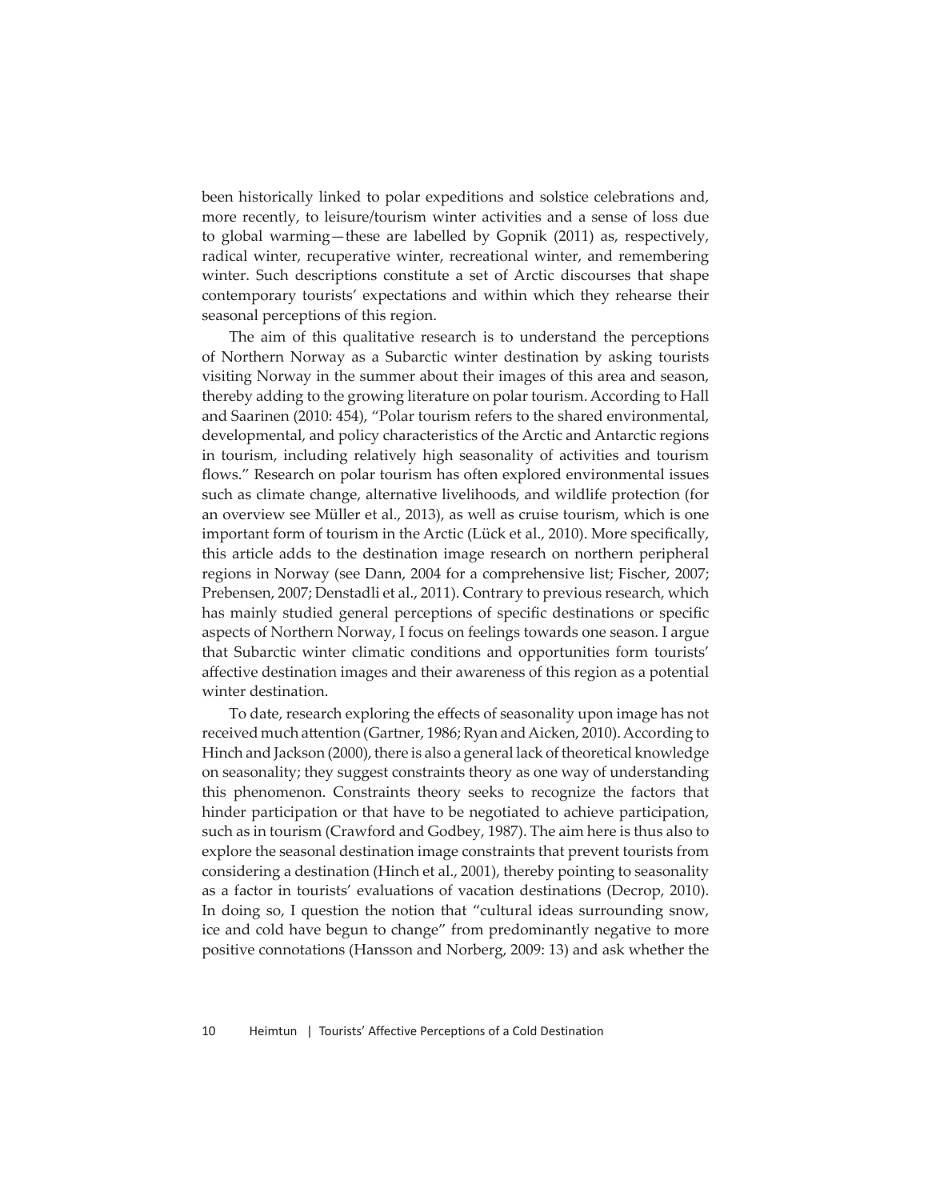been historically linked to polar expeditions and solstice celebrations and, more recently, to leisure/tourism winter activities and a sense of loss due to global warming—these are labelled by Gopnik (2011) as, respectively, radical winter, recuperative winter, recreational winter, and remembering winter. Such descriptions constitute a set of Arctic discourses that shape contemporary tourists' expectations and within which they rehearse their seasonal perceptions of this region.

The aim of this qualitative research is to understand the perceptions of Northern Norway as a Subarctic winter destination by asking tourists visiting Norway in the summer about their images of this area and season, thereby adding to the growing literature on polar tourism. According to Hall and Saarinen (2010: 454), "Polar tourism refers to the shared environmental, developmental, and policy characteristics of the Arctic and Antarctic regions in tourism, including relatively high seasonality of activities and tourism flows." Research on polar tourism has often explored environmental issues such as climate change, alternative livelihoods, and wildlife protection (for an overview see Müller et al., 2013), as well as cruise tourism, which is one important form of tourism in the Arctic (Lück et al., 2010). More specifically, this article adds to the destination image research on northern peripheral regions in Norway (see Dann, 2004 for a comprehensive list; Fischer, 2007; Prebensen, 2007; Denstadli et al., 2011). Contrary to previous research, which has mainly studied general perceptions of specific destinations or specific aspects of Northern Norway, I focus on feelings towards one season. I argue that Subarctic winter climatic conditions and opportunities form tourists' affective destination images and their awareness of this region as a potential winter destination.

To date, research exploring the effects of seasonality upon image has not received much attention (Gartner, 1986; Ryan and Aicken, 2010). According to Hinch and Jackson (2000), there is also a general lack of theoretical knowledge on seasonality; they suggest constraints theory as one way of understanding this phenomenon. Constraints theory seeks to recognize the factors that hinder participation or that have to be negotiated to achieve participation, such as in tourism (Crawford and Godbey, 1987). The aim here is thus also to explore the seasonal destination image constraints that prevent tourists from considering a destination (Hinch et al., 2001), thereby pointing to seasonality as a factor in tourists' evaluations of vacation destinations (Decrop, 2010). In doing so, I question the notion that "cultural ideas surrounding snow, ice and cold have begun to change" from predominantly negative to more positive connotations (Hansson and Norberg, 2009: 13) and ask whether the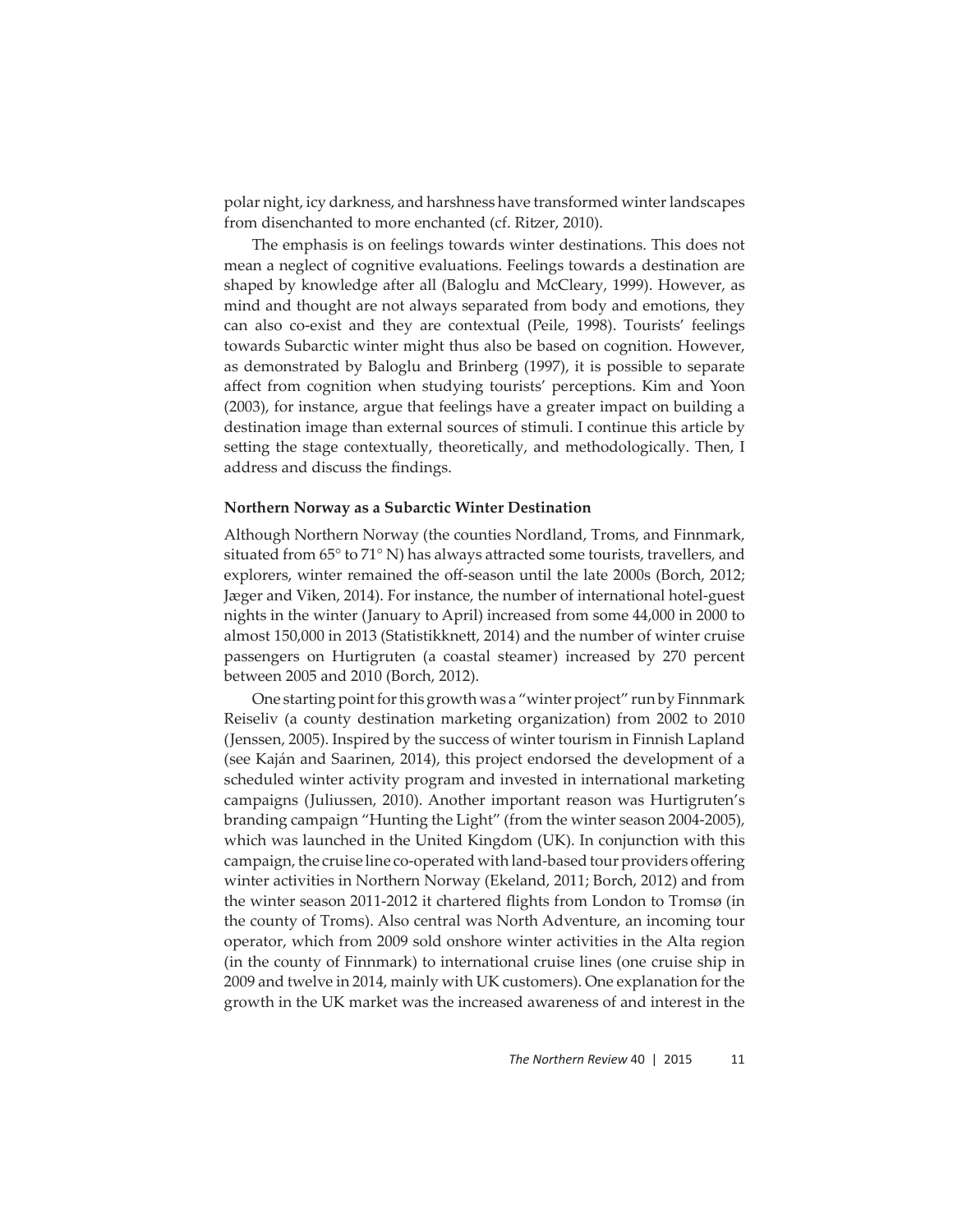polar night, icy darkness, and harshness have transformed winter landscapes from disenchanted to more enchanted (cf. Ritzer, 2010).

The emphasis is on feelings towards winter destinations. This does not mean a neglect of cognitive evaluations. Feelings towards a destination are shaped by knowledge after all (Baloglu and McCleary, 1999). However, as mind and thought are not always separated from body and emotions, they can also co-exist and they are contextual (Peile, 1998). Tourists' feelings towards Subarctic winter might thus also be based on cognition. However, as demonstrated by Baloglu and Brinberg (1997), it is possible to separate affect from cognition when studying tourists' perceptions. Kim and Yoon (2003), for instance, argue that feelings have a greater impact on building a destination image than external sources of stimuli. I continue this article by setting the stage contextually, theoretically, and methodologically. Then, I address and discuss the findings.

**Northern Norway as a Subarctic Winter Destination**

Although Northern Norway (the counties Nordland, Troms, and Finnmark, situated from 65° to 71° N) has always attracted some tourists, travellers, and explorers, winter remained the off-season until the late 2000s (Borch, 2012; Jæger and Viken, 2014). For instance, the number of international hotel-guest nights in the winter (January to April) increased from some 44,000 in 2000 to almost 150,000 in 2013 (Statistikknett, 2014) and the number of winter cruise passengers on Hurtigruten (a coastal steamer) increased by 270 percent between 2005 and 2010 (Borch, 2012).

One starting point for this growth was a "winter project" run by Finnmark Reiseliv (a county destination marketing organization) from 2002 to 2010 (Jenssen, 2005). Inspired by the success of winter tourism in Finnish Lapland (see Kaján and Saarinen, 2014), this project endorsed the development of a scheduled winter activity program and invested in international marketing campaigns (Juliussen, 2010). Another important reason was Hurtigruten's branding campaign "Hunting the Light" (from the winter season 2004-2005), which was launched in the United Kingdom (UK). In conjunction with this campaign, the cruise line co-operated with land-based tour providers offering winter activities in Northern Norway (Ekeland, 2011; Borch, 2012) and from the winter season 2011-2012 it chartered flights from London to Tromsø (in the county of Troms). Also central was North Adventure, an incoming tour operator, which from 2009 sold onshore winter activities in the Alta region (in the county of Finnmark) to international cruise lines (one cruise ship in 2009 and twelve in 2014, mainly with UK customers). One explanation for the growth in the UK market was the increased awareness of and interest in the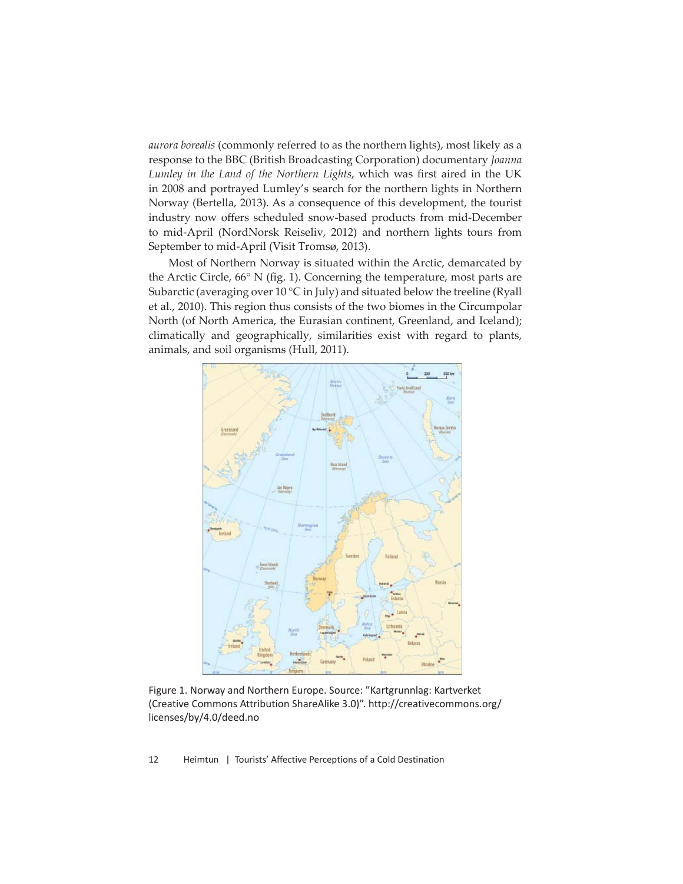*aurora borealis* (commonly referred to as the northern lights), most likely as a response to the BBC (British Broadcasting Corporation) documentary *Joanna Lumley in the Land of the Northern Lights*, which was first aired in the UK in 2008 and portrayed Lumley's search for the northern lights in Northern Norway (Bertella, 2013). As a consequence of this development, the tourist industry now offers scheduled snow-based products from mid-December to mid-April (NordNorsk Reiseliv, 2012) and northern lights tours from September to mid-April (Visit Tromsø, 2013).

Most of Northern Norway is situated within the Arctic, demarcated by the Arctic Circle, 66° N (fig. 1). Concerning the temperature, most parts are Subarctic (averaging over 10 °C in July) and situated below the treeline (Ryall et al., 2010). This region thus consists of the two biomes in the Circumpolar North (of North America, the Eurasian continent, Greenland, and Iceland); climatically and geographically, similarities exist with regard to plants, animals, and soil organisms (Hull, 2011).

Figure 1. Norway and Northern Europe. Source: "Kartgrunnlag: Kartverket (Creative Commons Attribution ShareAlike 3.0)". http://creativecommons.org/licenses/by/4.0/deed.no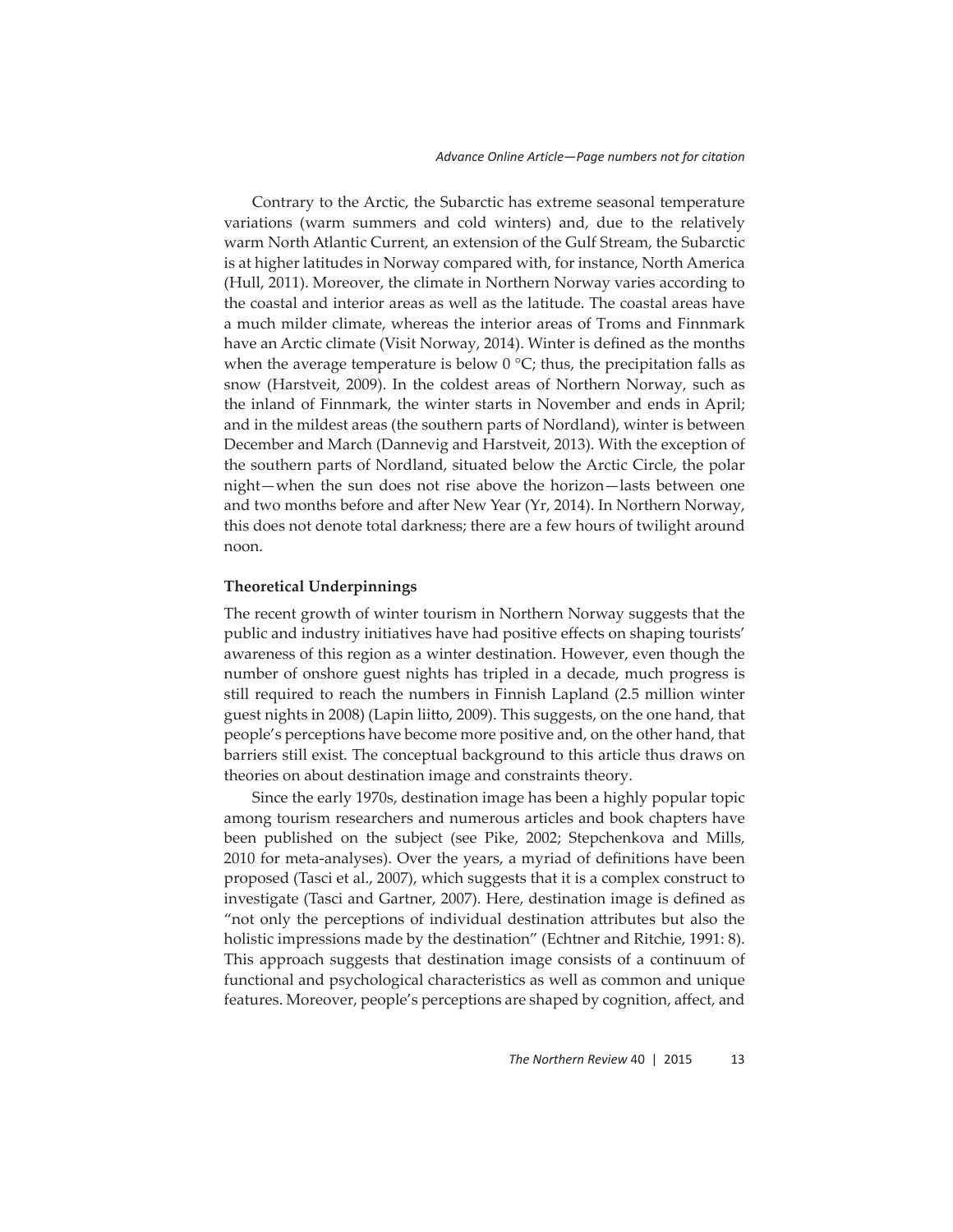Contrary to the Arctic, the Subarctic has extreme seasonal temperature variations (warm summers and cold winters) and, due to the relatively warm North Atlantic Current, an extension of the Gulf Stream, the Subarctic is at higher latitudes in Norway compared with, for instance, North America (Hull, 2011). Moreover, the climate in Northern Norway varies according to the coastal and interior areas as well as the latitude. The coastal areas have a much milder climate, whereas the interior areas of Troms and Finnmark have an Arctic climate (Visit Norway, 2014). Winter is defined as the months when the average temperature is below 0 °C; thus, the precipitation falls as snow (Harstveit, 2009). In the coldest areas of Northern Norway, such as the inland of Finnmark, the winter starts in November and ends in April; and in the mildest areas (the southern parts of Nordland), winter is between December and March (Dannevig and Harstveit, 2013). With the exception of the southern parts of Nordland, situated below the Arctic Circle, the polar night—when the sun does not rise above the horizon—lasts between one and two months before and after New Year (Yr, 2014). In Northern Norway, this does not denote total darkness; there are a few hours of twilight around noon.

## Theoretical Underpinnings

The recent growth of winter tourism in Northern Norway suggests that the public and industry initiatives have had positive effects on shaping tourists' awareness of this region as a winter destination. However, even though the number of onshore guest nights has tripled in a decade, much progress is still required to reach the numbers in Finnish Lapland (2.5 million winter guest nights in 2008) (Lapin liitto, 2009). This suggests, on the one hand, that people's perceptions have become more positive and, on the other hand, that barriers still exist. The conceptual background to this article thus draws on theories on about destination image and constraints theory.

Since the early 1970s, destination image has been a highly popular topic among tourism researchers and numerous articles and book chapters have been published on the subject (see Pike, 2002; Stepchenkova and Mills, 2010 for meta-analyses). Over the years, a myriad of definitions have been proposed (Tasci et al., 2007), which suggests that it is a complex construct to investigate (Tasci and Gartner, 2007). Here, destination image is defined as "not only the perceptions of individual destination attributes but also the holistic impressions made by the destination" (Echtner and Ritchie, 1991: 8). This approach suggests that destination image consists of a continuum of functional and psychological characteristics as well as common and unique features. Moreover, people's perceptions are shaped by cognition, affect, and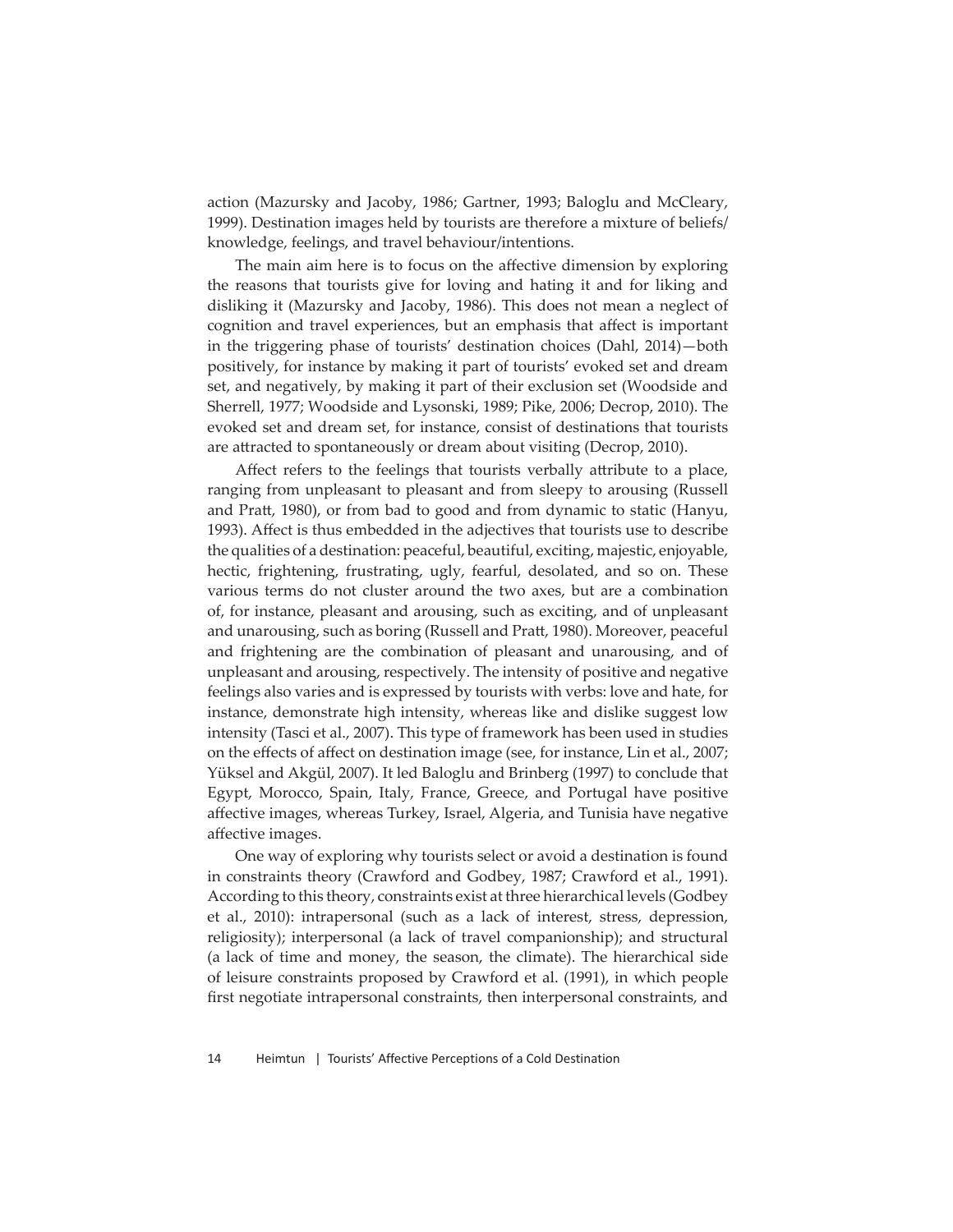action (Mazursky and Jacoby, 1986; Gartner, 1993; Baloglu and McCleary, 1999). Destination images held by tourists are therefore a mixture of beliefs/knowledge, feelings, and travel behaviour/intentions.

The main aim here is to focus on the affective dimension by exploring the reasons that tourists give for loving and hating it and for liking and disliking it (Mazursky and Jacoby, 1986). This does not mean a neglect of cognition and travel experiences, but an emphasis that affect is important in the triggering phase of tourists' destination choices (Dahl, 2014)—both positively, for instance by making it part of tourists' evoked set and dream set, and negatively, by making it part of their exclusion set (Woodside and Sherrell, 1977; Woodside and Lysonski, 1989; Pike, 2006; Decrop, 2010). The evoked set and dream set, for instance, consist of destinations that tourists are attracted to spontaneously or dream about visiting (Decrop, 2010).

Affect refers to the feelings that tourists verbally attribute to a place, ranging from unpleasant to pleasant and from sleepy to arousing (Russell and Pratt, 1980), or from bad to good and from dynamic to static (Hanyu, 1993). Affect is thus embedded in the adjectives that tourists use to describe the qualities of a destination: peaceful, beautiful, exciting, majestic, enjoyable, hectic, frightening, frustrating, ugly, fearful, desolated, and so on. These various terms do not cluster around the two axes, but are a combination of, for instance, pleasant and arousing, such as exciting, and of unpleasant and unarousing, such as boring (Russell and Pratt, 1980). Moreover, peaceful and frightening are the combination of pleasant and unarousing, and of unpleasant and arousing, respectively. The intensity of positive and negative feelings also varies and is expressed by tourists with verbs: love and hate, for instance, demonstrate high intensity, whereas like and dislike suggest low intensity (Tasci et al., 2007). This type of framework has been used in studies on the effects of affect on destination image (see, for instance, Lin et al., 2007; Yüksel and Akgül, 2007). It led Baloglu and Brinberg (1997) to conclude that Egypt, Morocco, Spain, Italy, France, Greece, and Portugal have positive affective images, whereas Turkey, Israel, Algeria, and Tunisia have negative affective images.

One way of exploring why tourists select or avoid a destination is found in constraints theory (Crawford and Godbey, 1987; Crawford et al., 1991). According to this theory, constraints exist at three hierarchical levels (Godbey et al., 2010): intrapersonal (such as a lack of interest, stress, depression, religiosity); interpersonal (a lack of travel companionship); and structural (a lack of time and money, the season, the climate). The hierarchical side of leisure constraints proposed by Crawford et al. (1991), in which people first negotiate intrapersonal constraints, then interpersonal constraints, and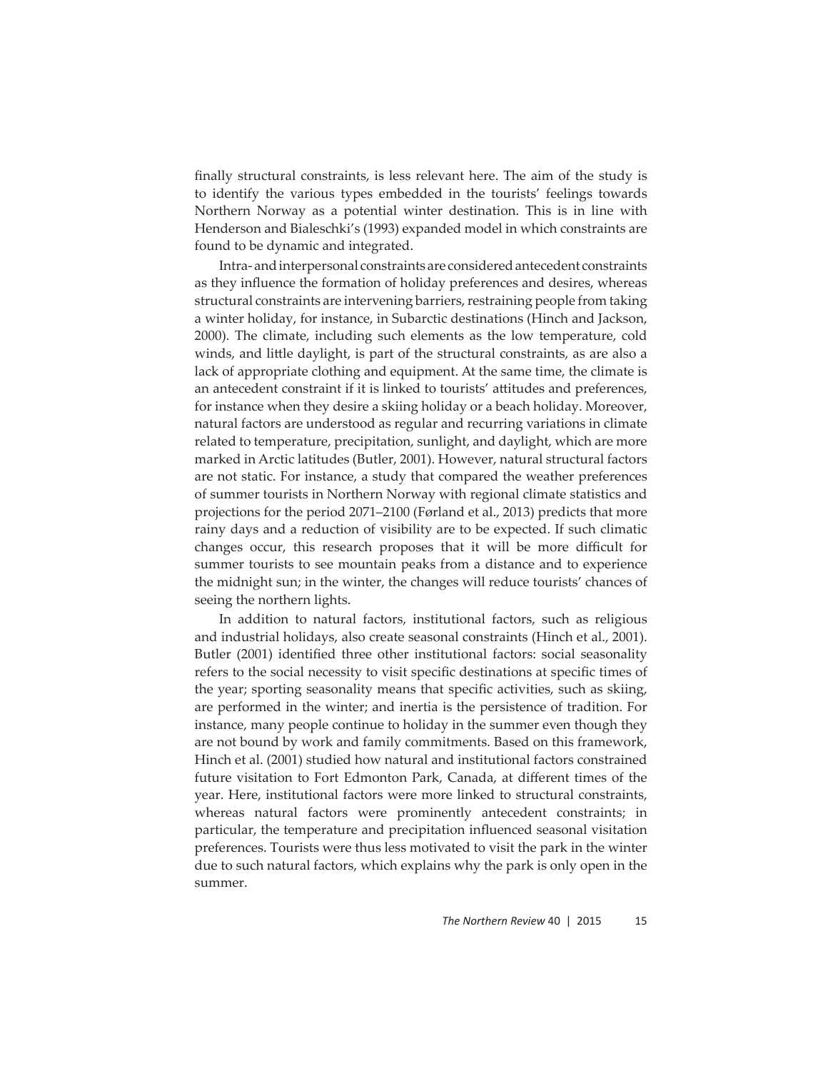finally structural constraints, is less relevant here. The aim of the study is to identify the various types embedded in the tourists' feelings towards Northern Norway as a potential winter destination. This is in line with Henderson and Bialeschki's (1993) expanded model in which constraints are found to be dynamic and integrated.

Intra- and interpersonal constraints are considered antecedent constraints as they influence the formation of holiday preferences and desires, whereas structural constraints are intervening barriers, restraining people from taking a winter holiday, for instance, in Subarctic destinations (Hinch and Jackson, 2000). The climate, including such elements as the low temperature, cold winds, and little daylight, is part of the structural constraints, as are also a lack of appropriate clothing and equipment. At the same time, the climate is an antecedent constraint if it is linked to tourists' attitudes and preferences, for instance when they desire a skiing holiday or a beach holiday. Moreover, natural factors are understood as regular and recurring variations in climate related to temperature, precipitation, sunlight, and daylight, which are more marked in Arctic latitudes (Butler, 2001). However, natural structural factors are not static. For instance, a study that compared the weather preferences of summer tourists in Northern Norway with regional climate statistics and projections for the period 2071–2100 (Førland et al., 2013) predicts that more rainy days and a reduction of visibility are to be expected. If such climatic changes occur, this research proposes that it will be more difficult for summer tourists to see mountain peaks from a distance and to experience the midnight sun; in the winter, the changes will reduce tourists' chances of seeing the northern lights.

In addition to natural factors, institutional factors, such as religious and industrial holidays, also create seasonal constraints (Hinch et al., 2001). Butler (2001) identified three other institutional factors: social seasonality refers to the social necessity to visit specific destinations at specific times of the year; sporting seasonality means that specific activities, such as skiing, are performed in the winter; and inertia is the persistence of tradition. For instance, many people continue to holiday in the summer even though they are not bound by work and family commitments. Based on this framework, Hinch et al. (2001) studied how natural and institutional factors constrained future visitation to Fort Edmonton Park, Canada, at different times of the year. Here, institutional factors were more linked to structural constraints, whereas natural factors were prominently antecedent constraints; in particular, the temperature and precipitation influenced seasonal visitation preferences. Tourists were thus less motivated to visit the park in the winter due to such natural factors, which explains why the park is only open in the summer.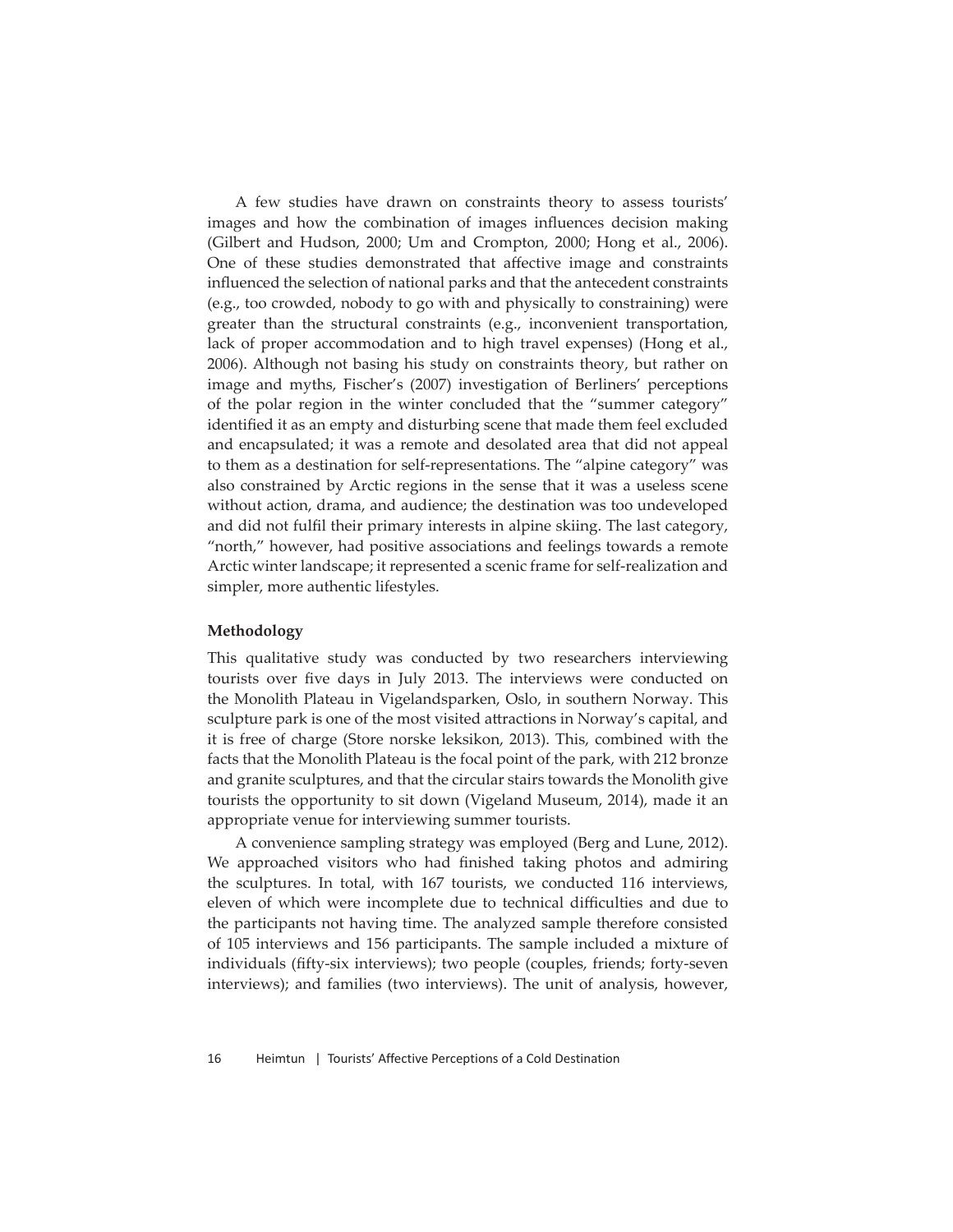A few studies have drawn on constraints theory to assess tourists' images and how the combination of images influences decision making (Gilbert and Hudson, 2000; Um and Crompton, 2000; Hong et al., 2006). One of these studies demonstrated that affective image and constraints influenced the selection of national parks and that the antecedent constraints (e.g., too crowded, nobody to go with and physically to constraining) were greater than the structural constraints (e.g., inconvenient transportation, lack of proper accommodation and to high travel expenses) (Hong et al., 2006). Although not basing his study on constraints theory, but rather on image and myths, Fischer's (2007) investigation of Berliners' perceptions of the polar region in the winter concluded that the "summer category" identified it as an empty and disturbing scene that made them feel excluded and encapsulated; it was a remote and desolated area that did not appeal to them as a destination for self-representations. The "alpine category" was also constrained by Arctic regions in the sense that it was a useless scene without action, drama, and audience; the destination was too undeveloped and did not fulfil their primary interests in alpine skiing. The last category, "north," however, had positive associations and feelings towards a remote Arctic winter landscape; it represented a scenic frame for self-realization and simpler, more authentic lifestyles.

## Methodology

This qualitative study was conducted by two researchers interviewing tourists over five days in July 2013. The interviews were conducted on the Monolith Plateau in Vigelandsparken, Oslo, in southern Norway. This sculpture park is one of the most visited attractions in Norway's capital, and it is free of charge (Store norske leksikon, 2013). This, combined with the facts that the Monolith Plateau is the focal point of the park, with 212 bronze and granite sculptures, and that the circular stairs towards the Monolith give tourists the opportunity to sit down (Vigeland Museum, 2014), made it an appropriate venue for interviewing summer tourists.

A convenience sampling strategy was employed (Berg and Lune, 2012). We approached visitors who had finished taking photos and admiring the sculptures. In total, with 167 tourists, we conducted 116 interviews, eleven of which were incomplete due to technical difficulties and due to the participants not having time. The analyzed sample therefore consisted of 105 interviews and 156 participants. The sample included a mixture of individuals (fifty-six interviews); two people (couples, friends; forty-seven interviews); and families (two interviews). The unit of analysis, however,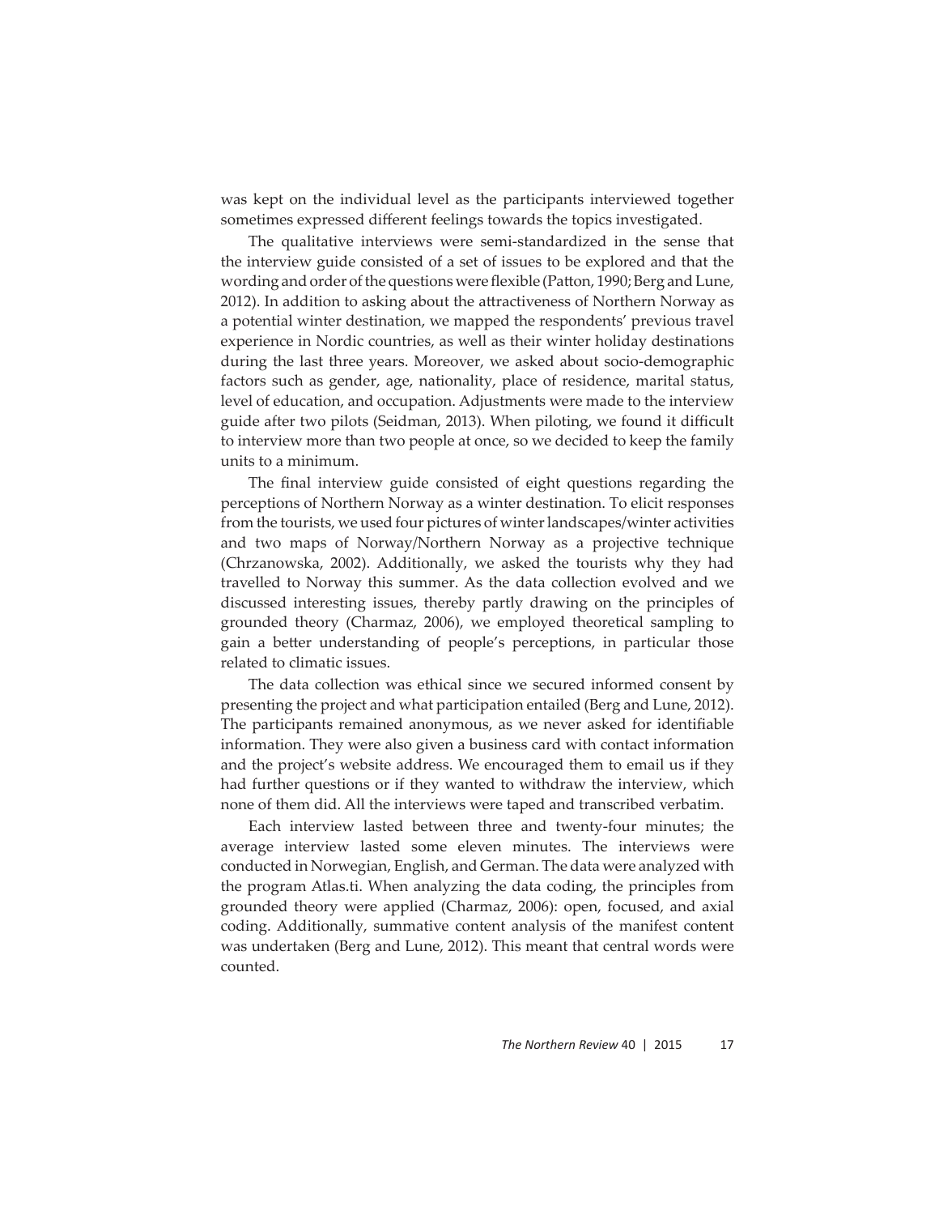was kept on the individual level as the participants interviewed together sometimes expressed different feelings towards the topics investigated.

The qualitative interviews were semi-standardized in the sense that the interview guide consisted of a set of issues to be explored and that the wording and order of the questions were flexible (Patton, 1990; Berg and Lune, 2012). In addition to asking about the attractiveness of Northern Norway as a potential winter destination, we mapped the respondents' previous travel experience in Nordic countries, as well as their winter holiday destinations during the last three years. Moreover, we asked about socio-demographic factors such as gender, age, nationality, place of residence, marital status, level of education, and occupation. Adjustments were made to the interview guide after two pilots (Seidman, 2013). When piloting, we found it difficult to interview more than two people at once, so we decided to keep the family units to a minimum.

The final interview guide consisted of eight questions regarding the perceptions of Northern Norway as a winter destination. To elicit responses from the tourists, we used four pictures of winter landscapes/winter activities and two maps of Norway/Northern Norway as a projective technique (Chrzanowska, 2002). Additionally, we asked the tourists why they had travelled to Norway this summer. As the data collection evolved and we discussed interesting issues, thereby partly drawing on the principles of grounded theory (Charmaz, 2006), we employed theoretical sampling to gain a better understanding of people's perceptions, in particular those related to climatic issues.

The data collection was ethical since we secured informed consent by presenting the project and what participation entailed (Berg and Lune, 2012). The participants remained anonymous, as we never asked for identifiable information. They were also given a business card with contact information and the project's website address. We encouraged them to email us if they had further questions or if they wanted to withdraw the interview, which none of them did. All the interviews were taped and transcribed verbatim.

Each interview lasted between three and twenty-four minutes; the average interview lasted some eleven minutes. The interviews were conducted in Norwegian, English, and German. The data were analyzed with the program Atlas.ti. When analyzing the data coding, the principles from grounded theory were applied (Charmaz, 2006): open, focused, and axial coding. Additionally, summative content analysis of the manifest content was undertaken (Berg and Lune, 2012). This meant that central words were counted.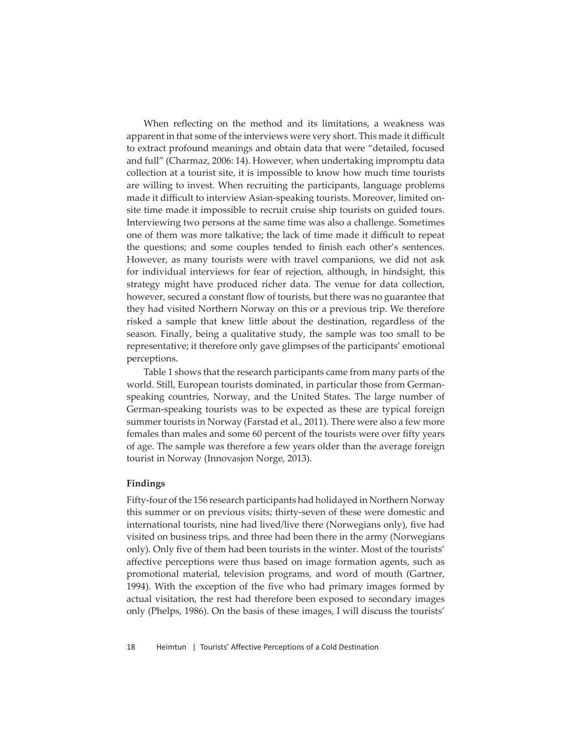When reflecting on the method and its limitations, a weakness was apparent in that some of the interviews were very short. This made it difficult to extract profound meanings and obtain data that were "detailed, focused and full" (Charmaz, 2006: 14). However, when undertaking impromptu data collection at a tourist site, it is impossible to know how much time tourists are willing to invest. When recruiting the participants, language problems made it difficult to interview Asian-speaking tourists. Moreover, limited on-site time made it impossible to recruit cruise ship tourists on guided tours. Interviewing two persons at the same time was also a challenge. Sometimes one of them was more talkative; the lack of time made it difficult to repeat the questions; and some couples tended to finish each other's sentences. However, as many tourists were with travel companions, we did not ask for individual interviews for fear of rejection, although, in hindsight, this strategy might have produced richer data. The venue for data collection, however, secured a constant flow of tourists, but there was no guarantee that they had visited Northern Norway on this or a previous trip. We therefore risked a sample that knew little about the destination, regardless of the season. Finally, being a qualitative study, the sample was too small to be representative; it therefore only gave glimpses of the participants' emotional perceptions.

Table 1 shows that the research participants came from many parts of the world. Still, European tourists dominated, in particular those from German-speaking countries, Norway, and the United States. The large number of German-speaking tourists was to be expected as these are typical foreign summer tourists in Norway (Farstad et al., 2011). There were also a few more females than males and some 60 percent of the tourists were over fifty years of age. The sample was therefore a few years older than the average foreign tourist in Norway (Innovasjon Norge, 2013).

## Findings

Fifty-four of the 156 research participants had holidayed in Northern Norway this summer or on previous visits; thirty-seven of these were domestic and international tourists, nine had lived/live there (Norwegians only), five had visited on business trips, and three had been there in the army (Norwegians only). Only five of them had been tourists in the winter. Most of the tourists' affective perceptions were thus based on image formation agents, such as promotional material, television programs, and word of mouth (Gartner, 1994). With the exception of the five who had primary images formed by actual visitation, the rest had therefore been exposed to secondary images only (Phelps, 1986). On the basis of these images, I will discuss the tourists'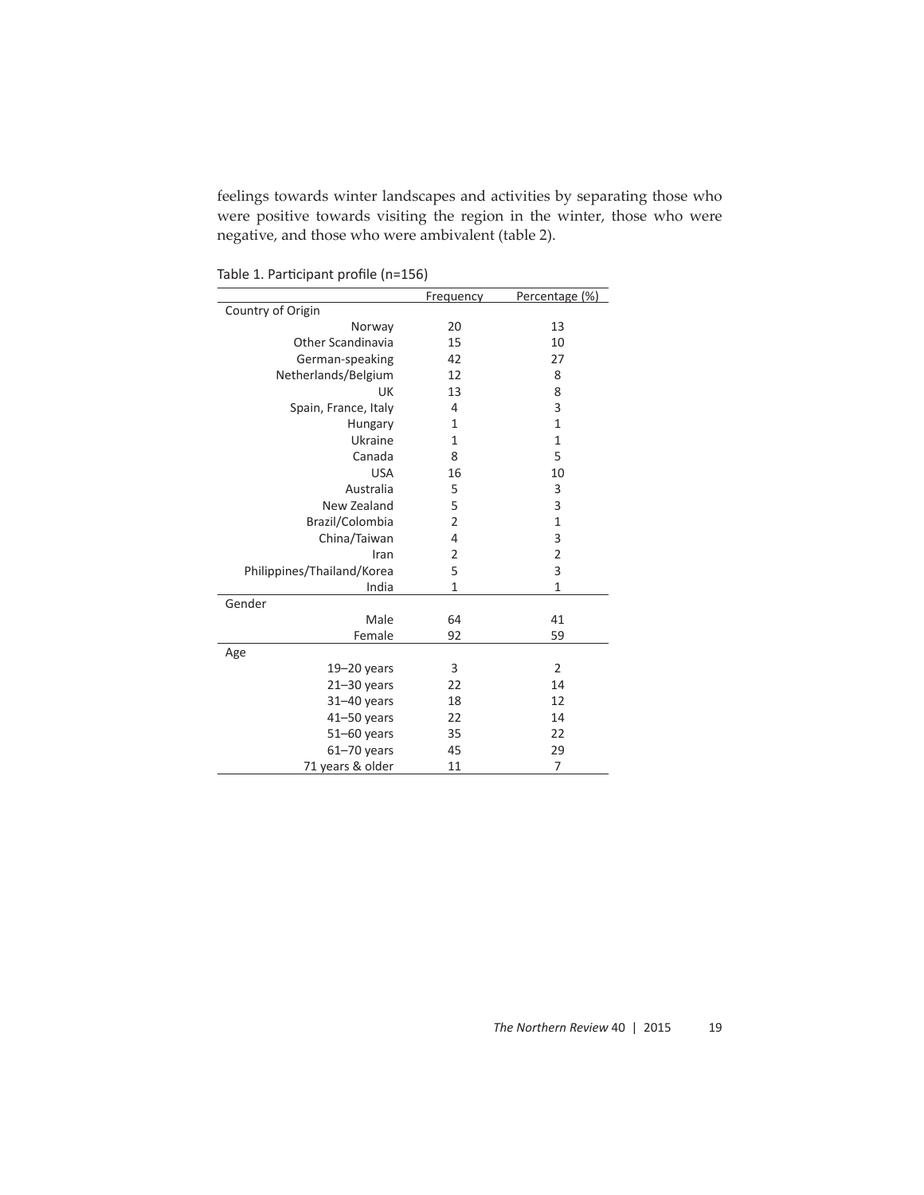feelings towards winter landscapes and activities by separating those who were positive towards visiting the region in the winter, those who were negative, and those who were ambivalent (table 2).

Table 1. Participant profile (n=156)

| | Frequency | Percentage (%) |
|---|---|---|
| Country of Origin | | |
| Norway | 20 | 13 |
| Other Scandinavia | 15 | 10 |
| German-speaking | 42 | 27 |
| Netherlands/Belgium | 12 | 8 |
| UK | 13 | 8 |
| Spain, France, Italy | 4 | 3 |
| Hungary | 1 | 1 |
| Ukraine | 1 | 1 |
| Canada | 8 | 5 |
| USA | 16 | 10 |
| Australia | 5 | 3 |
| New Zealand | 5 | 3 |
| Brazil/Colombia | 2 | 1 |
| China/Taiwan | 4 | 3 |
| Iran | 2 | 2 |
| Philippines/Thailand/Korea | 5 | 3 |
| India | 1 | 1 |
| Gender | | |
| Male | 64 | 41 |
| Female | 92 | 59 |
| Age | | |
| 19–20 years | 3 | 2 |
| 21–30 years | 22 | 14 |
| 31–40 years | 18 | 12 |
| 41–50 years | 22 | 14 |
| 51–60 years | 35 | 22 |
| 61–70 years | 45 | 29 |
| 71 years & older | 11 | 7 |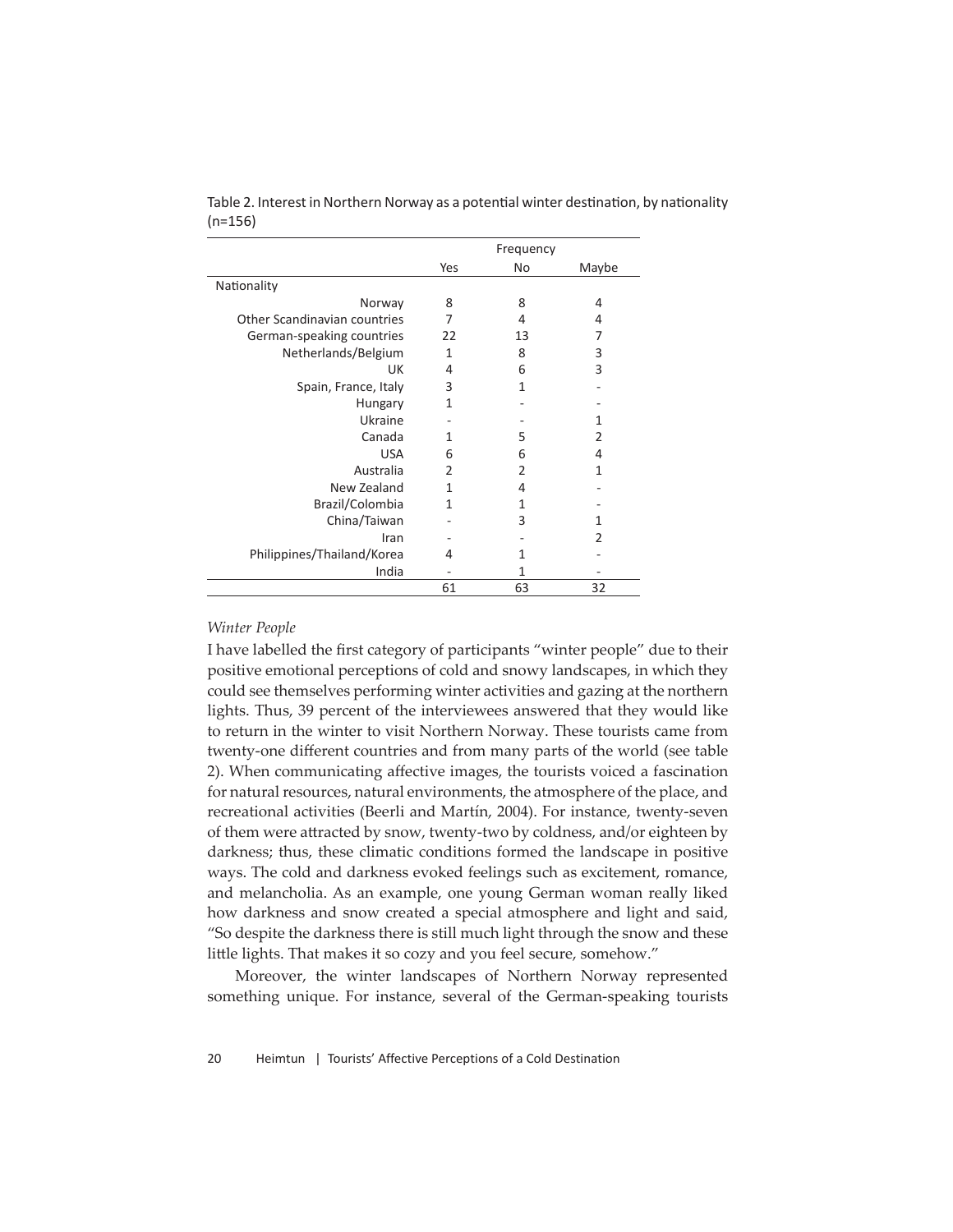Table 2. Interest in Northern Norway as a potential winter destination, by nationality (n=156)

| | Frequency | | |
|---|---|---|---|
| | Yes | No | Maybe |
| Nationality | | | |
| Norway | 8 | 8 | 4 |
| Other Scandinavian countries | 7 | 4 | 4 |
| German-speaking countries | 22 | 13 | 7 |
| Netherlands/Belgium | 1 | 8 | 3 |
| UK | 4 | 6 | 3 |
| Spain, France, Italy | 3 | 1 | - |
| Hungary | 1 | - | - |
| Ukraine | - | - | 1 |
| Canada | 1 | 5 | 2 |
| USA | 6 | 6 | 4 |
| Australia | 2 | 2 | 1 |
| New Zealand | 1 | 4 | - |
| Brazil/Colombia | 1 | 1 | - |
| China/Taiwan | - | 3 | 1 |
| Iran | - | - | 2 |
| Philippines/Thailand/Korea | 4 | 1 | - |
| India | - | 1 | - |
| | 61 | 63 | 32 |

*Winter People*

I have labelled the first category of participants "winter people" due to their positive emotional perceptions of cold and snowy landscapes, in which they could see themselves performing winter activities and gazing at the northern lights. Thus, 39 percent of the interviewees answered that they would like to return in the winter to visit Northern Norway. These tourists came from twenty-one different countries and from many parts of the world (see table 2). When communicating affective images, the tourists voiced a fascination for natural resources, natural environments, the atmosphere of the place, and recreational activities (Beerli and Martín, 2004). For instance, twenty-seven of them were attracted by snow, twenty-two by coldness, and/or eighteen by darkness; thus, these climatic conditions formed the landscape in positive ways. The cold and darkness evoked feelings such as excitement, romance, and melancholia. As an example, one young German woman really liked how darkness and snow created a special atmosphere and light and said, "So despite the darkness there is still much light through the snow and these little lights. That makes it so cozy and you feel secure, somehow."

Moreover, the winter landscapes of Northern Norway represented something unique. For instance, several of the German-speaking tourists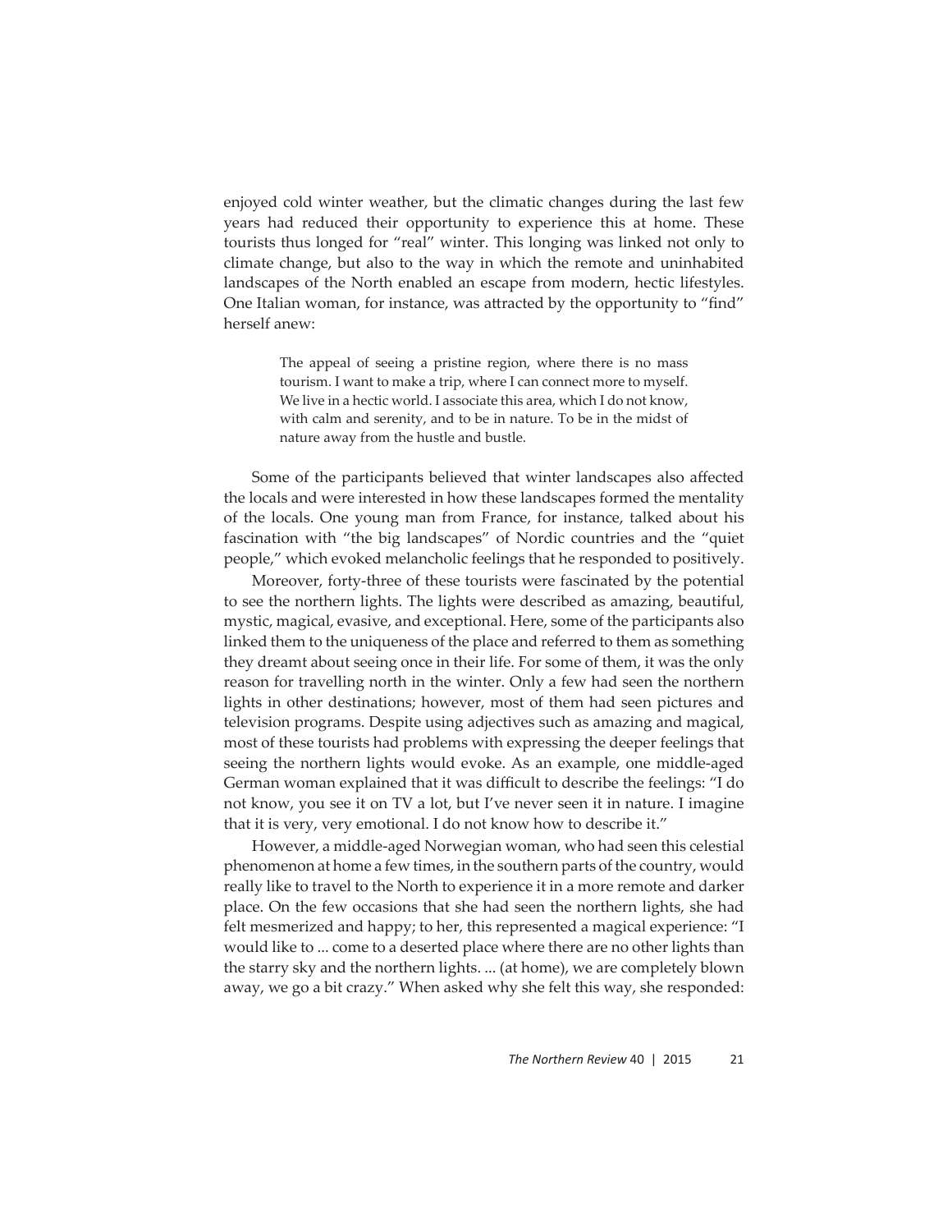enjoyed cold winter weather, but the climatic changes during the last few years had reduced their opportunity to experience this at home. These tourists thus longed for "real" winter. This longing was linked not only to climate change, but also to the way in which the remote and uninhabited landscapes of the North enabled an escape from modern, hectic lifestyles. One Italian woman, for instance, was attracted by the opportunity to "find" herself anew:

> The appeal of seeing a pristine region, where there is no mass tourism. I want to make a trip, where I can connect more to myself. We live in a hectic world. I associate this area, which I do not know, with calm and serenity, and to be in nature. To be in the midst of nature away from the hustle and bustle.

Some of the participants believed that winter landscapes also affected the locals and were interested in how these landscapes formed the mentality of the locals. One young man from France, for instance, talked about his fascination with "the big landscapes" of Nordic countries and the "quiet people," which evoked melancholic feelings that he responded to positively.

Moreover, forty-three of these tourists were fascinated by the potential to see the northern lights. The lights were described as amazing, beautiful, mystic, magical, evasive, and exceptional. Here, some of the participants also linked them to the uniqueness of the place and referred to them as something they dreamt about seeing once in their life. For some of them, it was the only reason for travelling north in the winter. Only a few had seen the northern lights in other destinations; however, most of them had seen pictures and television programs. Despite using adjectives such as amazing and magical, most of these tourists had problems with expressing the deeper feelings that seeing the northern lights would evoke. As an example, one middle-aged German woman explained that it was difficult to describe the feelings: "I do not know, you see it on TV a lot, but I've never seen it in nature. I imagine that it is very, very emotional. I do not know how to describe it."

However, a middle-aged Norwegian woman, who had seen this celestial phenomenon at home a few times, in the southern parts of the country, would really like to travel to the North to experience it in a more remote and darker place. On the few occasions that she had seen the northern lights, she had felt mesmerized and happy; to her, this represented a magical experience: "I would like to ... come to a deserted place where there are no other lights than the starry sky and the northern lights. ... (at home), we are completely blown away, we go a bit crazy." When asked why she felt this way, she responded: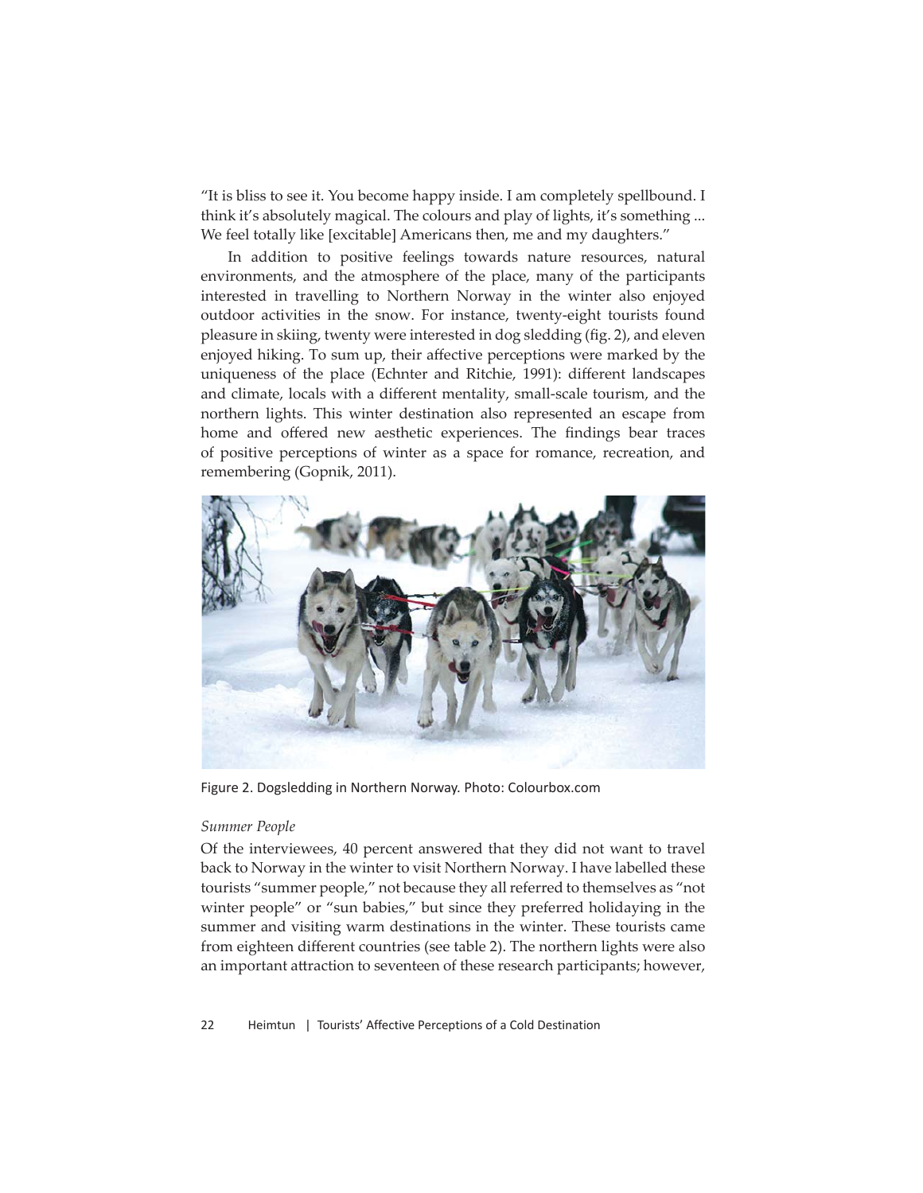"It is bliss to see it. You become happy inside. I am completely spellbound. I think it's absolutely magical. The colours and play of lights, it's something ... We feel totally like [excitable] Americans then, me and my daughters."

In addition to positive feelings towards nature resources, natural environments, and the atmosphere of the place, many of the participants interested in travelling to Northern Norway in the winter also enjoyed outdoor activities in the snow. For instance, twenty-eight tourists found pleasure in skiing, twenty were interested in dog sledding (fig. 2), and eleven enjoyed hiking. To sum up, their affective perceptions were marked by the uniqueness of the place (Echnter and Ritchie, 1991): different landscapes and climate, locals with a different mentality, small-scale tourism, and the northern lights. This winter destination also represented an escape from home and offered new aesthetic experiences. The findings bear traces of positive perceptions of winter as a space for romance, recreation, and remembering (Gopnik, 2011).

Figure 2. Dogsledding in Northern Norway. Photo: Colourbox.com

*Summer People*

Of the interviewees, 40 percent answered that they did not want to travel back to Norway in the winter to visit Northern Norway. I have labelled these tourists "summer people," not because they all referred to themselves as "not winter people" or "sun babies," but since they preferred holidaying in the summer and visiting warm destinations in the winter. These tourists came from eighteen different countries (see table 2). The northern lights were also an important attraction to seventeen of these research participants; however,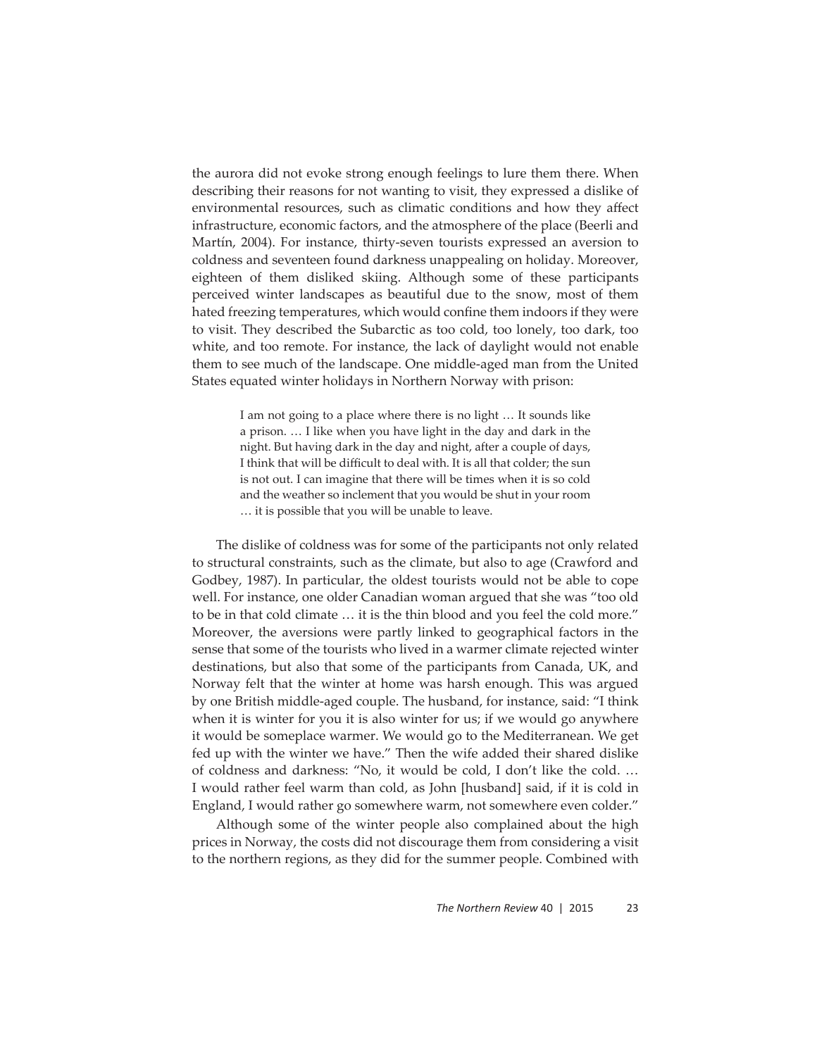the aurora did not evoke strong enough feelings to lure them there. When describing their reasons for not wanting to visit, they expressed a dislike of environmental resources, such as climatic conditions and how they affect infrastructure, economic factors, and the atmosphere of the place (Beerli and Martín, 2004). For instance, thirty-seven tourists expressed an aversion to coldness and seventeen found darkness unappealing on holiday. Moreover, eighteen of them disliked skiing. Although some of these participants perceived winter landscapes as beautiful due to the snow, most of them hated freezing temperatures, which would confine them indoors if they were to visit. They described the Subarctic as too cold, too lonely, too dark, too white, and too remote. For instance, the lack of daylight would not enable them to see much of the landscape. One middle-aged man from the United States equated winter holidays in Northern Norway with prison:

> I am not going to a place where there is no light … It sounds like a prison. … I like when you have light in the day and dark in the night. But having dark in the day and night, after a couple of days, I think that will be difficult to deal with. It is all that colder; the sun is not out. I can imagine that there will be times when it is so cold and the weather so inclement that you would be shut in your room … it is possible that you will be unable to leave.

The dislike of coldness was for some of the participants not only related to structural constraints, such as the climate, but also to age (Crawford and Godbey, 1987). In particular, the oldest tourists would not be able to cope well. For instance, one older Canadian woman argued that she was "too old to be in that cold climate … it is the thin blood and you feel the cold more." Moreover, the aversions were partly linked to geographical factors in the sense that some of the tourists who lived in a warmer climate rejected winter destinations, but also that some of the participants from Canada, UK, and Norway felt that the winter at home was harsh enough. This was argued by one British middle-aged couple. The husband, for instance, said: "I think when it is winter for you it is also winter for us; if we would go anywhere it would be someplace warmer. We would go to the Mediterranean. We get fed up with the winter we have." Then the wife added their shared dislike of coldness and darkness: "No, it would be cold, I don't like the cold. … I would rather feel warm than cold, as John [husband] said, if it is cold in England, I would rather go somewhere warm, not somewhere even colder."

Although some of the winter people also complained about the high prices in Norway, the costs did not discourage them from considering a visit to the northern regions, as they did for the summer people. Combined with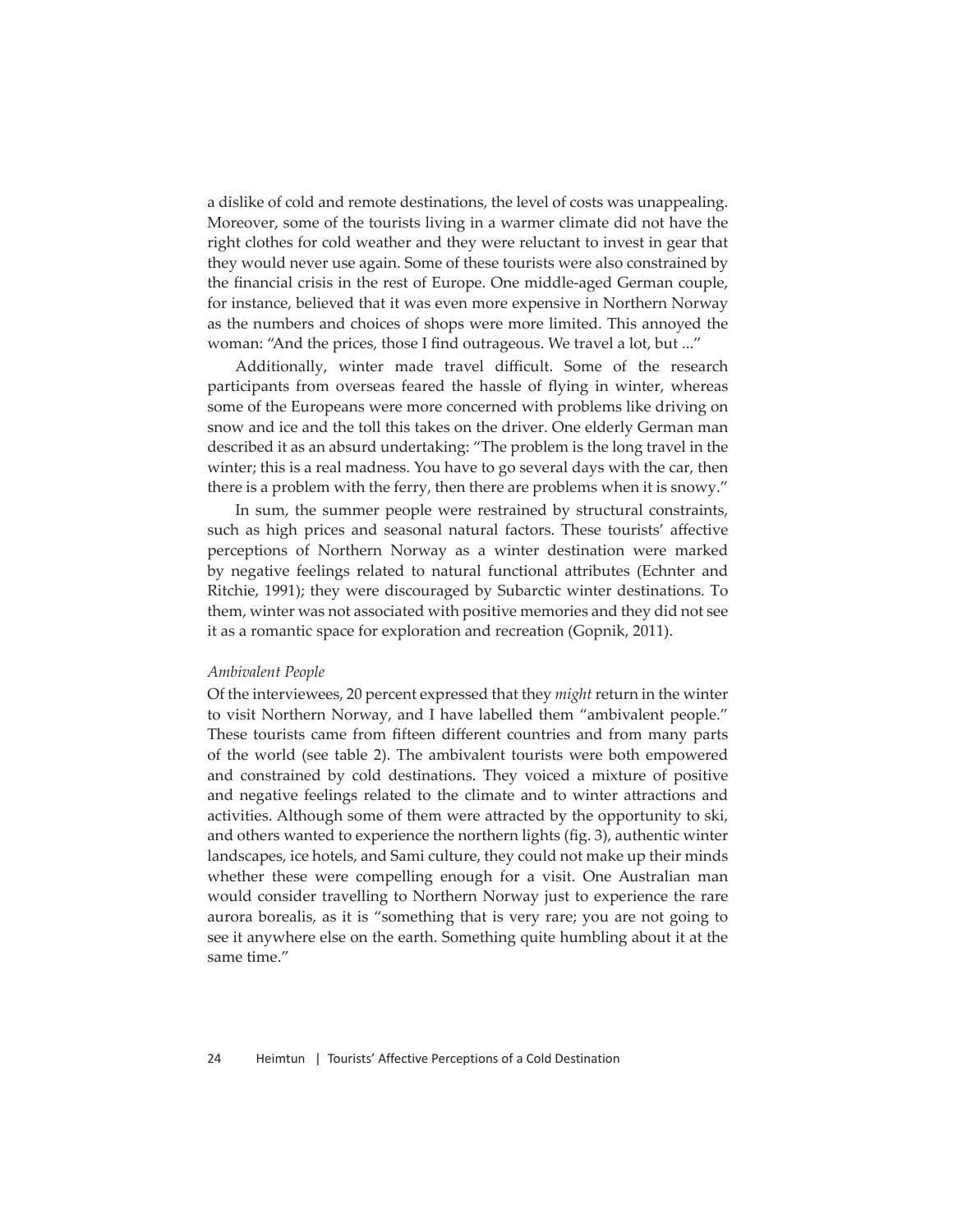a dislike of cold and remote destinations, the level of costs was unappealing. Moreover, some of the tourists living in a warmer climate did not have the right clothes for cold weather and they were reluctant to invest in gear that they would never use again. Some of these tourists were also constrained by the financial crisis in the rest of Europe. One middle-aged German couple, for instance, believed that it was even more expensive in Northern Norway as the numbers and choices of shops were more limited. This annoyed the woman: "And the prices, those I find outrageous. We travel a lot, but ..."

Additionally, winter made travel difficult. Some of the research participants from overseas feared the hassle of flying in winter, whereas some of the Europeans were more concerned with problems like driving on snow and ice and the toll this takes on the driver. One elderly German man described it as an absurd undertaking: "The problem is the long travel in the winter; this is a real madness. You have to go several days with the car, then there is a problem with the ferry, then there are problems when it is snowy."

In sum, the summer people were restrained by structural constraints, such as high prices and seasonal natural factors. These tourists' affective perceptions of Northern Norway as a winter destination were marked by negative feelings related to natural functional attributes (Echnter and Ritchie, 1991); they were discouraged by Subarctic winter destinations. To them, winter was not associated with positive memories and they did not see it as a romantic space for exploration and recreation (Gopnik, 2011).

*Ambivalent People*

Of the interviewees, 20 percent expressed that they *might* return in the winter to visit Northern Norway, and I have labelled them "ambivalent people." These tourists came from fifteen different countries and from many parts of the world (see table 2). The ambivalent tourists were both empowered and constrained by cold destinations. They voiced a mixture of positive and negative feelings related to the climate and to winter attractions and activities. Although some of them were attracted by the opportunity to ski, and others wanted to experience the northern lights (fig. 3), authentic winter landscapes, ice hotels, and Sami culture, they could not make up their minds whether these were compelling enough for a visit. One Australian man would consider travelling to Northern Norway just to experience the rare aurora borealis, as it is "something that is very rare; you are not going to see it anywhere else on the earth. Something quite humbling about it at the same time."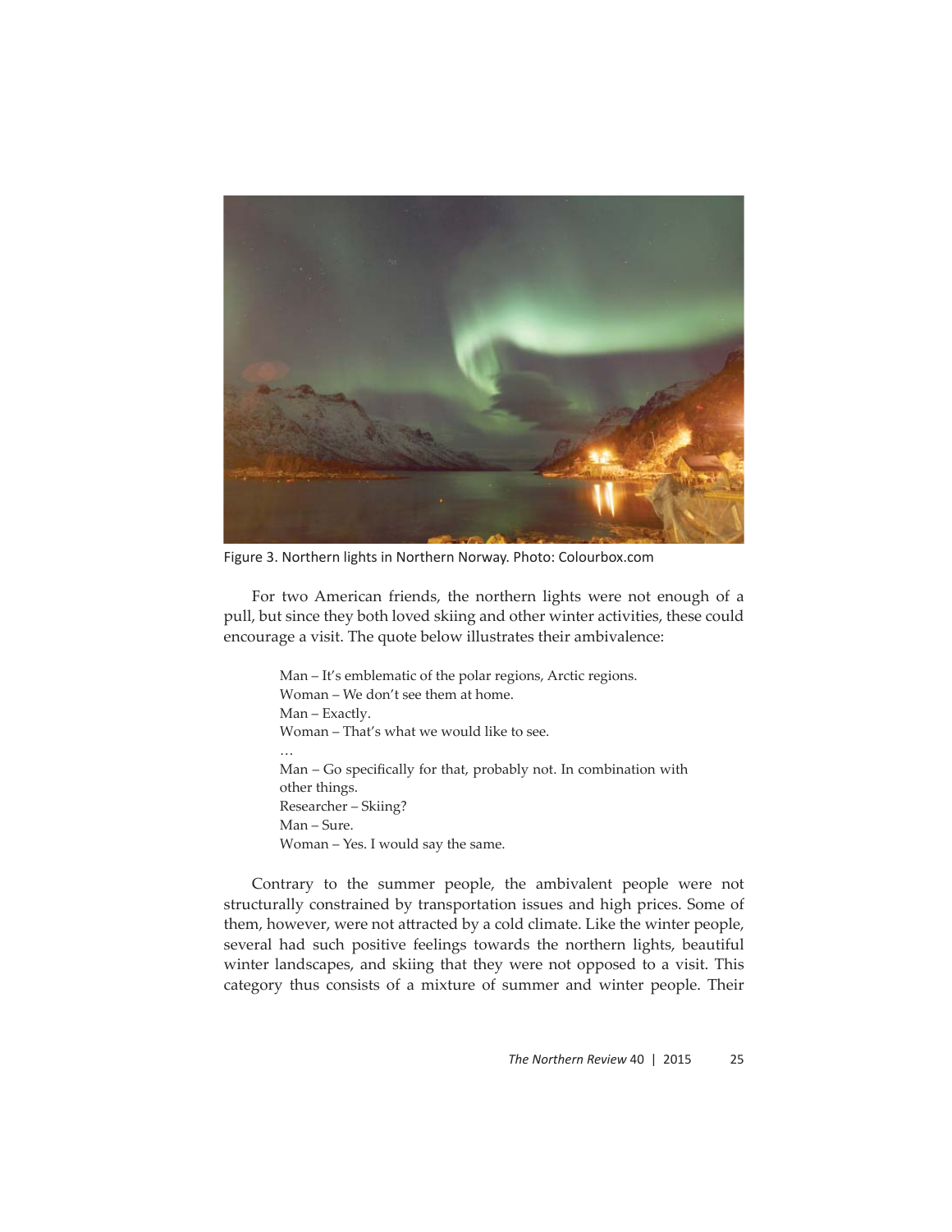Figure 3. Northern lights in Northern Norway. Photo: Colourbox.com

For two American friends, the northern lights were not enough of a pull, but since they both loved skiing and other winter activities, these could encourage a visit. The quote below illustrates their ambivalence:

> Man – It's emblematic of the polar regions, Arctic regions.
> Woman – We don't see them at home.
> Man – Exactly.
> Woman – That's what we would like to see.
> …
> Man – Go specifically for that, probably not. In combination with other things.
> Researcher – Skiing?
> Man – Sure.
> Woman – Yes. I would say the same.

Contrary to the summer people, the ambivalent people were not structurally constrained by transportation issues and high prices. Some of them, however, were not attracted by a cold climate. Like the winter people, several had such positive feelings towards the northern lights, beautiful winter landscapes, and skiing that they were not opposed to a visit. This category thus consists of a mixture of summer and winter people. Their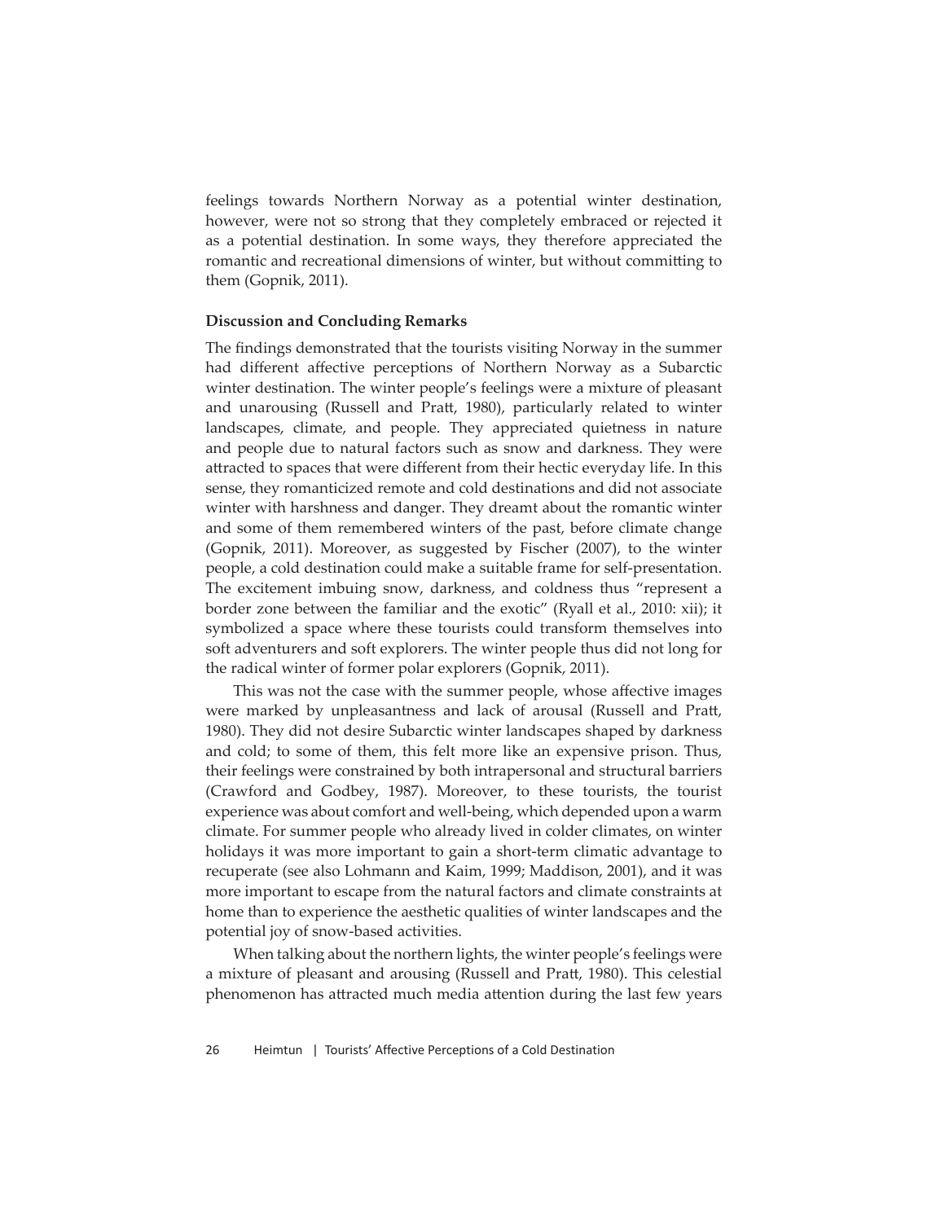feelings towards Northern Norway as a potential winter destination, however, were not so strong that they completely embraced or rejected it as a potential destination. In some ways, they therefore appreciated the romantic and recreational dimensions of winter, but without committing to them (Gopnik, 2011).

## Discussion and Concluding Remarks

The findings demonstrated that the tourists visiting Norway in the summer had different affective perceptions of Northern Norway as a Subarctic winter destination. The winter people's feelings were a mixture of pleasant and unarousing (Russell and Pratt, 1980), particularly related to winter landscapes, climate, and people. They appreciated quietness in nature and people due to natural factors such as snow and darkness. They were attracted to spaces that were different from their hectic everyday life. In this sense, they romanticized remote and cold destinations and did not associate winter with harshness and danger. They dreamt about the romantic winter and some of them remembered winters of the past, before climate change (Gopnik, 2011). Moreover, as suggested by Fischer (2007), to the winter people, a cold destination could make a suitable frame for self-presentation. The excitement imbuing snow, darkness, and coldness thus "represent a border zone between the familiar and the exotic" (Ryall et al., 2010: xii); it symbolized a space where these tourists could transform themselves into soft adventurers and soft explorers. The winter people thus did not long for the radical winter of former polar explorers (Gopnik, 2011).

This was not the case with the summer people, whose affective images were marked by unpleasantness and lack of arousal (Russell and Pratt, 1980). They did not desire Subarctic winter landscapes shaped by darkness and cold; to some of them, this felt more like an expensive prison. Thus, their feelings were constrained by both intrapersonal and structural barriers (Crawford and Godbey, 1987). Moreover, to these tourists, the tourist experience was about comfort and well-being, which depended upon a warm climate. For summer people who already lived in colder climates, on winter holidays it was more important to gain a short-term climatic advantage to recuperate (see also Lohmann and Kaim, 1999; Maddison, 2001), and it was more important to escape from the natural factors and climate constraints at home than to experience the aesthetic qualities of winter landscapes and the potential joy of snow-based activities.

When talking about the northern lights, the winter people's feelings were a mixture of pleasant and arousing (Russell and Pratt, 1980). This celestial phenomenon has attracted much media attention during the last few years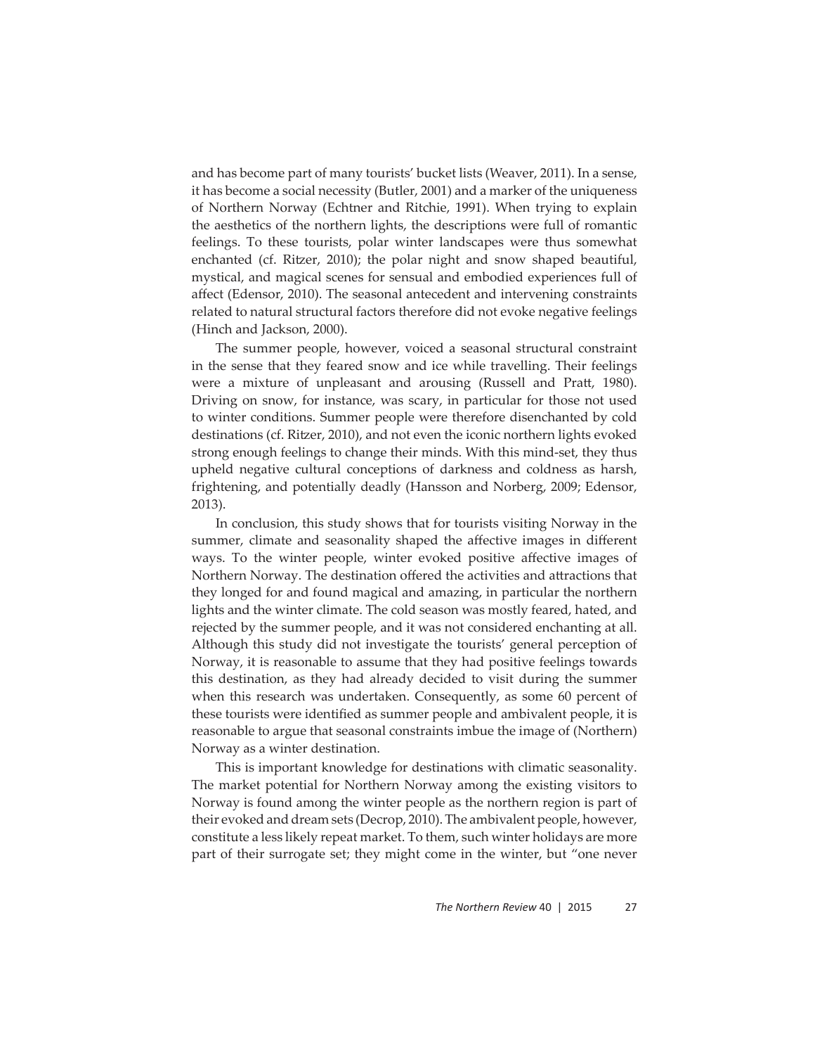and has become part of many tourists' bucket lists (Weaver, 2011). In a sense, it has become a social necessity (Butler, 2001) and a marker of the uniqueness of Northern Norway (Echtner and Ritchie, 1991). When trying to explain the aesthetics of the northern lights, the descriptions were full of romantic feelings. To these tourists, polar winter landscapes were thus somewhat enchanted (cf. Ritzer, 2010); the polar night and snow shaped beautiful, mystical, and magical scenes for sensual and embodied experiences full of affect (Edensor, 2010). The seasonal antecedent and intervening constraints related to natural structural factors therefore did not evoke negative feelings (Hinch and Jackson, 2000).

The summer people, however, voiced a seasonal structural constraint in the sense that they feared snow and ice while travelling. Their feelings were a mixture of unpleasant and arousing (Russell and Pratt, 1980). Driving on snow, for instance, was scary, in particular for those not used to winter conditions. Summer people were therefore disenchanted by cold destinations (cf. Ritzer, 2010), and not even the iconic northern lights evoked strong enough feelings to change their minds. With this mind-set, they thus upheld negative cultural conceptions of darkness and coldness as harsh, frightening, and potentially deadly (Hansson and Norberg, 2009; Edensor, 2013).

In conclusion, this study shows that for tourists visiting Norway in the summer, climate and seasonality shaped the affective images in different ways. To the winter people, winter evoked positive affective images of Northern Norway. The destination offered the activities and attractions that they longed for and found magical and amazing, in particular the northern lights and the winter climate. The cold season was mostly feared, hated, and rejected by the summer people, and it was not considered enchanting at all. Although this study did not investigate the tourists' general perception of Norway, it is reasonable to assume that they had positive feelings towards this destination, as they had already decided to visit during the summer when this research was undertaken. Consequently, as some 60 percent of these tourists were identified as summer people and ambivalent people, it is reasonable to argue that seasonal constraints imbue the image of (Northern) Norway as a winter destination.

This is important knowledge for destinations with climatic seasonality. The market potential for Northern Norway among the existing visitors to Norway is found among the winter people as the northern region is part of their evoked and dream sets (Decrop, 2010). The ambivalent people, however, constitute a less likely repeat market. To them, such winter holidays are more part of their surrogate set; they might come in the winter, but "one never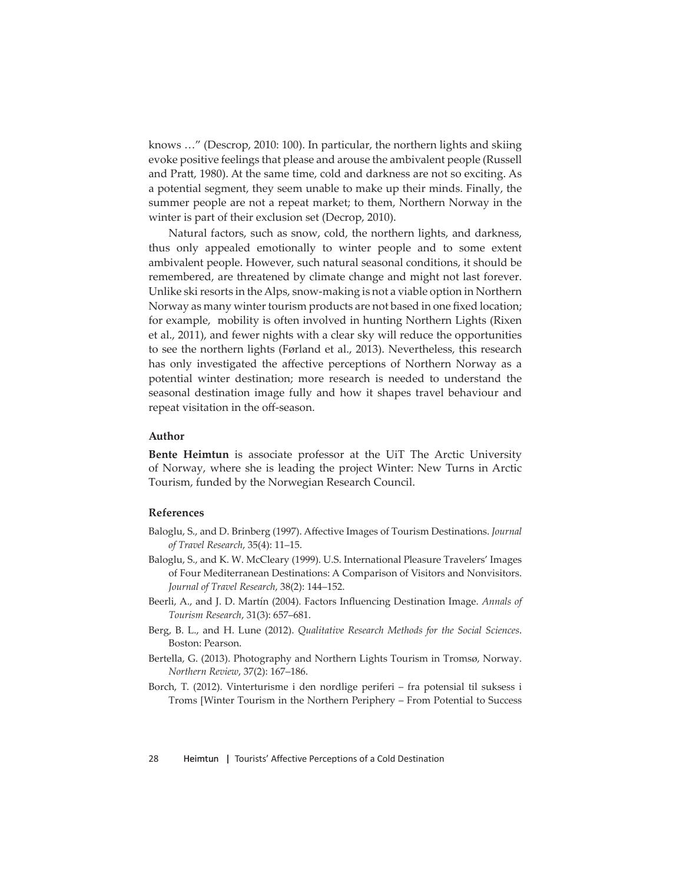knows …" (Descrop, 2010: 100). In particular, the northern lights and skiing evoke positive feelings that please and arouse the ambivalent people (Russell and Pratt, 1980). At the same time, cold and darkness are not so exciting. As a potential segment, they seem unable to make up their minds. Finally, the summer people are not a repeat market; to them, Northern Norway in the winter is part of their exclusion set (Decrop, 2010).

Natural factors, such as snow, cold, the northern lights, and darkness, thus only appealed emotionally to winter people and to some extent ambivalent people. However, such natural seasonal conditions, it should be remembered, are threatened by climate change and might not last forever. Unlike ski resorts in the Alps, snow-making is not a viable option in Northern Norway as many winter tourism products are not based in one fixed location; for example, mobility is often involved in hunting Northern Lights (Rixen et al., 2011), and fewer nights with a clear sky will reduce the opportunities to see the northern lights (Førland et al., 2013). Nevertheless, this research has only investigated the affective perceptions of Northern Norway as a potential winter destination; more research is needed to understand the seasonal destination image fully and how it shapes travel behaviour and repeat visitation in the off-season.

### Author

**Bente Heimtun** is associate professor at the UiT The Arctic University of Norway, where she is leading the project Winter: New Turns in Arctic Tourism, funded by the Norwegian Research Council.

### References

Baloglu, S., and D. Brinberg (1997). Affective Images of Tourism Destinations. *Journal of Travel Research*, 35(4): 11–15.

Baloglu, S., and K. W. McCleary (1999). U.S. International Pleasure Travelers' Images of Four Mediterranean Destinations: A Comparison of Visitors and Nonvisitors. *Journal of Travel Research*, 38(2): 144–152.

Beerli, A., and J. D. Martín (2004). Factors Influencing Destination Image. *Annals of Tourism Research*, 31(3): 657–681.

Berg, B. L., and H. Lune (2012). *Qualitative Research Methods for the Social Sciences*. Boston: Pearson.

Bertella, G. (2013). Photography and Northern Lights Tourism in Tromsø, Norway. *Northern Review*, 37(2): 167–186.

Borch, T. (2012). Vinterturisme i den nordlige periferi – fra potensial til suksess i Troms [Winter Tourism in the Northern Periphery – From Potential to Success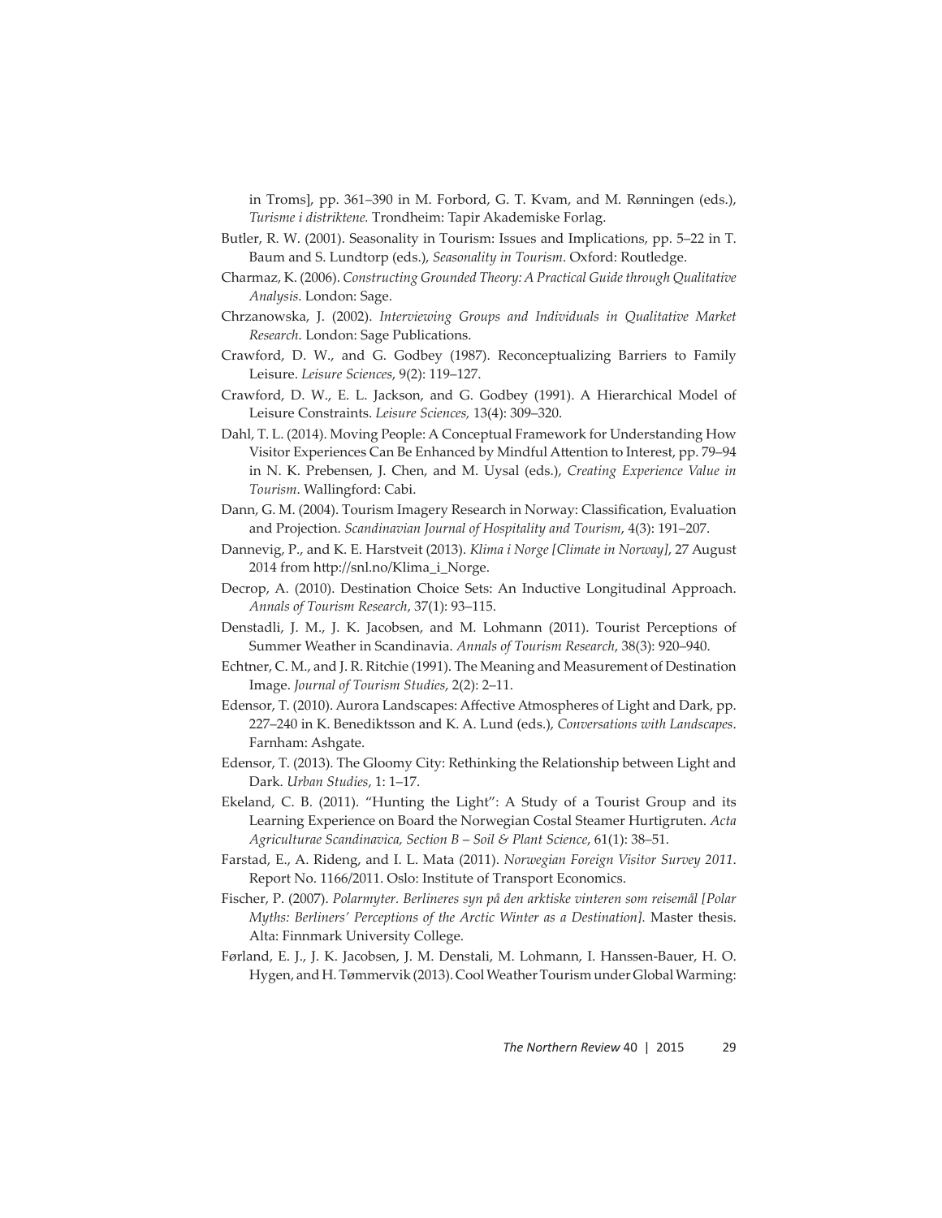in Troms], pp. 361–390 in M. Forbord, G. T. Kvam, and M. Rønningen (eds.), *Turisme i distriktene*. Trondheim: Tapir Akademiske Forlag.

Butler, R. W. (2001). Seasonality in Tourism: Issues and Implications, pp. 5–22 in T. Baum and S. Lundtorp (eds.), *Seasonality in Tourism*. Oxford: Routledge.

Charmaz, K. (2006). *Constructing Grounded Theory: A Practical Guide through Qualitative Analysis*. London: Sage.

Chrzanowska, J. (2002). *Interviewing Groups and Individuals in Qualitative Market Research*. London: Sage Publications.

Crawford, D. W., and G. Godbey (1987). Reconceptualizing Barriers to Family Leisure. *Leisure Sciences*, 9(2): 119–127.

Crawford, D. W., E. L. Jackson, and G. Godbey (1991). A Hierarchical Model of Leisure Constraints. *Leisure Sciences,* 13(4): 309–320.

Dahl, T. L. (2014). Moving People: A Conceptual Framework for Understanding How Visitor Experiences Can Be Enhanced by Mindful Attention to Interest, pp. 79–94 in N. K. Prebensen, J. Chen, and M. Uysal (eds.), *Creating Experience Value in Tourism*. Wallingford: Cabi.

Dann, G. M. (2004). Tourism Imagery Research in Norway: Classification, Evaluation and Projection. *Scandinavian Journal of Hospitality and Tourism*, 4(3): 191–207.

Dannevig, P., and K. E. Harstveit (2013). *Klima i Norge [Climate in Norway]*, 27 August 2014 from http://snl.no/Klima_i_Norge.

Decrop, A. (2010). Destination Choice Sets: An Inductive Longitudinal Approach. *Annals of Tourism Research*, 37(1): 93–115.

Denstadli, J. M., J. K. Jacobsen, and M. Lohmann (2011). Tourist Perceptions of Summer Weather in Scandinavia. *Annals of Tourism Research*, 38(3): 920–940.

Echtner, C. M., and J. R. Ritchie (1991). The Meaning and Measurement of Destination Image. *Journal of Tourism Studies*, 2(2): 2–11.

Edensor, T. (2010). Aurora Landscapes: Affective Atmospheres of Light and Dark, pp. 227–240 in K. Benediktsson and K. A. Lund (eds.), *Conversations with Landscapes*. Farnham: Ashgate.

Edensor, T. (2013). The Gloomy City: Rethinking the Relationship between Light and Dark. *Urban Studies*, 1: 1–17.

Ekeland, C. B. (2011). "Hunting the Light": A Study of a Tourist Group and its Learning Experience on Board the Norwegian Costal Steamer Hurtigruten. *Acta Agriculturae Scandinavica, Section B – Soil & Plant Science*, 61(1): 38–51.

Farstad, E., A. Rideng, and I. L. Mata (2011). *Norwegian Foreign Visitor Survey 2011*. Report No. 1166/2011. Oslo: Institute of Transport Economics.

Fischer, P. (2007). *Polarmyter. Berlineres syn på den arktiske vinteren som reisemål [Polar Myths: Berliners' Perceptions of the Arctic Winter as a Destination]*. Master thesis. Alta: Finnmark University College.

Førland, E. J., J. K. Jacobsen, J. M. Denstali, M. Lohmann, I. Hanssen-Bauer, H. O. Hygen, and H. Tømmervik (2013). Cool Weather Tourism under Global Warming: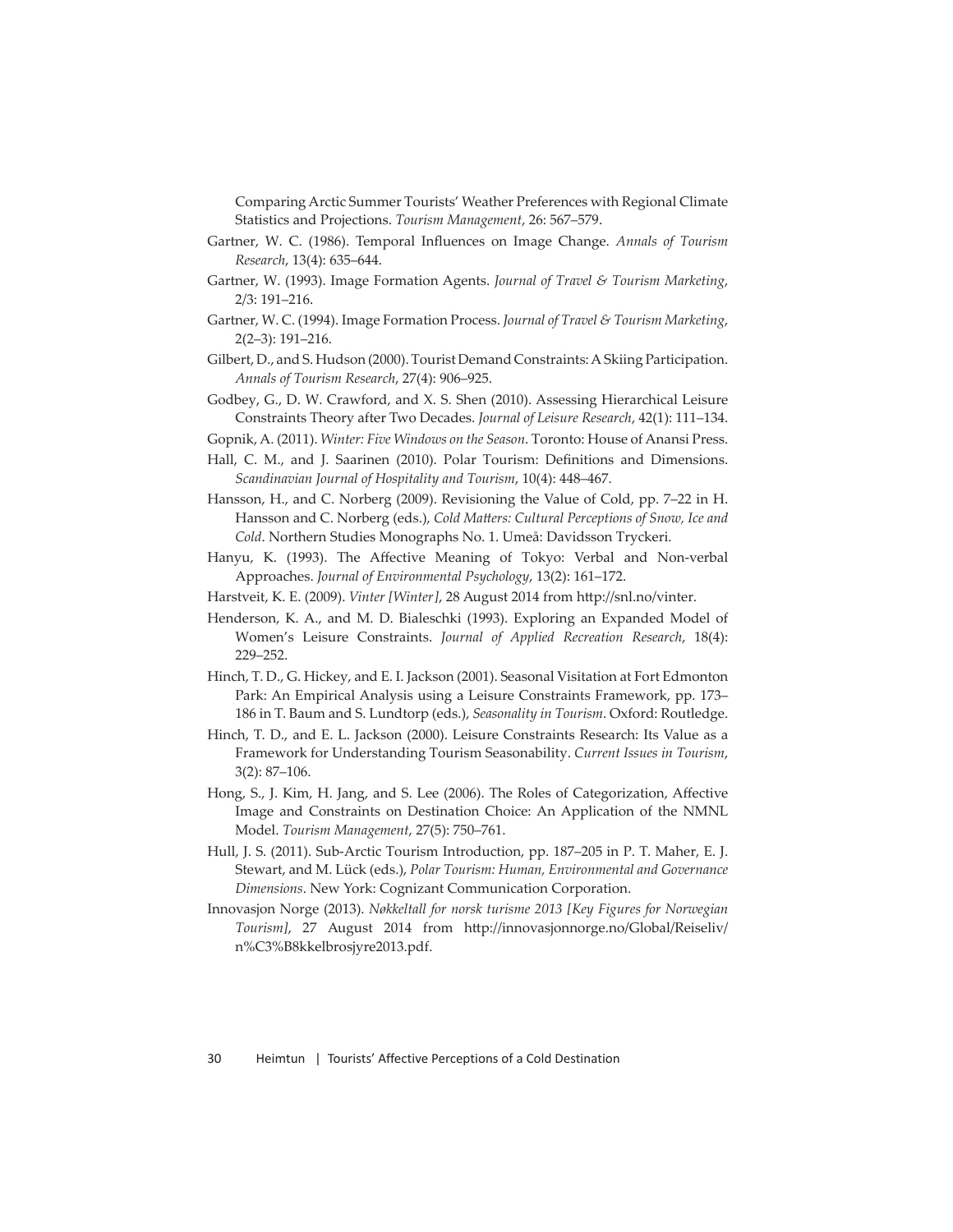Comparing Arctic Summer Tourists' Weather Preferences with Regional Climate Statistics and Projections. *Tourism Management*, 26: 567–579.

Gartner, W. C. (1986). Temporal Influences on Image Change. *Annals of Tourism Research*, 13(4): 635–644.

Gartner, W. (1993). Image Formation Agents. *Journal of Travel & Tourism Marketing*, 2/3: 191–216.

Gartner, W. C. (1994). Image Formation Process. *Journal of Travel & Tourism Marketing*, 2(2–3): 191–216.

Gilbert, D., and S. Hudson (2000). Tourist Demand Constraints: A Skiing Participation. *Annals of Tourism Research*, 27(4): 906–925.

Godbey, G., D. W. Crawford, and X. S. Shen (2010). Assessing Hierarchical Leisure Constraints Theory after Two Decades. *Journal of Leisure Research*, 42(1): 111–134.

Gopnik, A. (2011). *Winter: Five Windows on the Season*. Toronto: House of Anansi Press.

Hall, C. M., and J. Saarinen (2010). Polar Tourism: Definitions and Dimensions. *Scandinavian Journal of Hospitality and Tourism*, 10(4): 448–467.

Hansson, H., and C. Norberg (2009). Revisioning the Value of Cold, pp. 7–22 in H. Hansson and C. Norberg (eds.), *Cold Matters: Cultural Perceptions of Snow, Ice and Cold*. Northern Studies Monographs No. 1. Umeå: Davidsson Tryckeri.

Hanyu, K. (1993). The Affective Meaning of Tokyo: Verbal and Non-verbal Approaches. *Journal of Environmental Psychology*, 13(2): 161–172.

Harstveit, K. E. (2009). *Vinter [Winter]*, 28 August 2014 from http://snl.no/vinter.

Henderson, K. A., and M. D. Bialeschki (1993). Exploring an Expanded Model of Women's Leisure Constraints. *Journal of Applied Recreation Research*, 18(4): 229–252.

Hinch, T. D., G. Hickey, and E. I. Jackson (2001). Seasonal Visitation at Fort Edmonton Park: An Empirical Analysis using a Leisure Constraints Framework, pp. 173–186 in T. Baum and S. Lundtorp (eds.), *Seasonality in Tourism*. Oxford: Routledge.

Hinch, T. D., and E. L. Jackson (2000). Leisure Constraints Research: Its Value as a Framework for Understanding Tourism Seasonability. *Current Issues in Tourism*, 3(2): 87–106.

Hong, S., J. Kim, H. Jang, and S. Lee (2006). The Roles of Categorization, Affective Image and Constraints on Destination Choice: An Application of the NMNL Model. *Tourism Management*, 27(5): 750–761.

Hull, J. S. (2011). Sub-Arctic Tourism Introduction, pp. 187–205 in P. T. Maher, E. J. Stewart, and M. Lück (eds.), *Polar Tourism: Human, Environmental and Governance Dimensions*. New York: Cognizant Communication Corporation.

Innovasjon Norge (2013). *Nøkkeltall for norsk turisme 2013 [Key Figures for Norwegian Tourism]*, 27 August 2014 from http://innovasjonnorge.no/Global/Reiseliv/n%C3%B8kkelbrosjyre2013.pdf.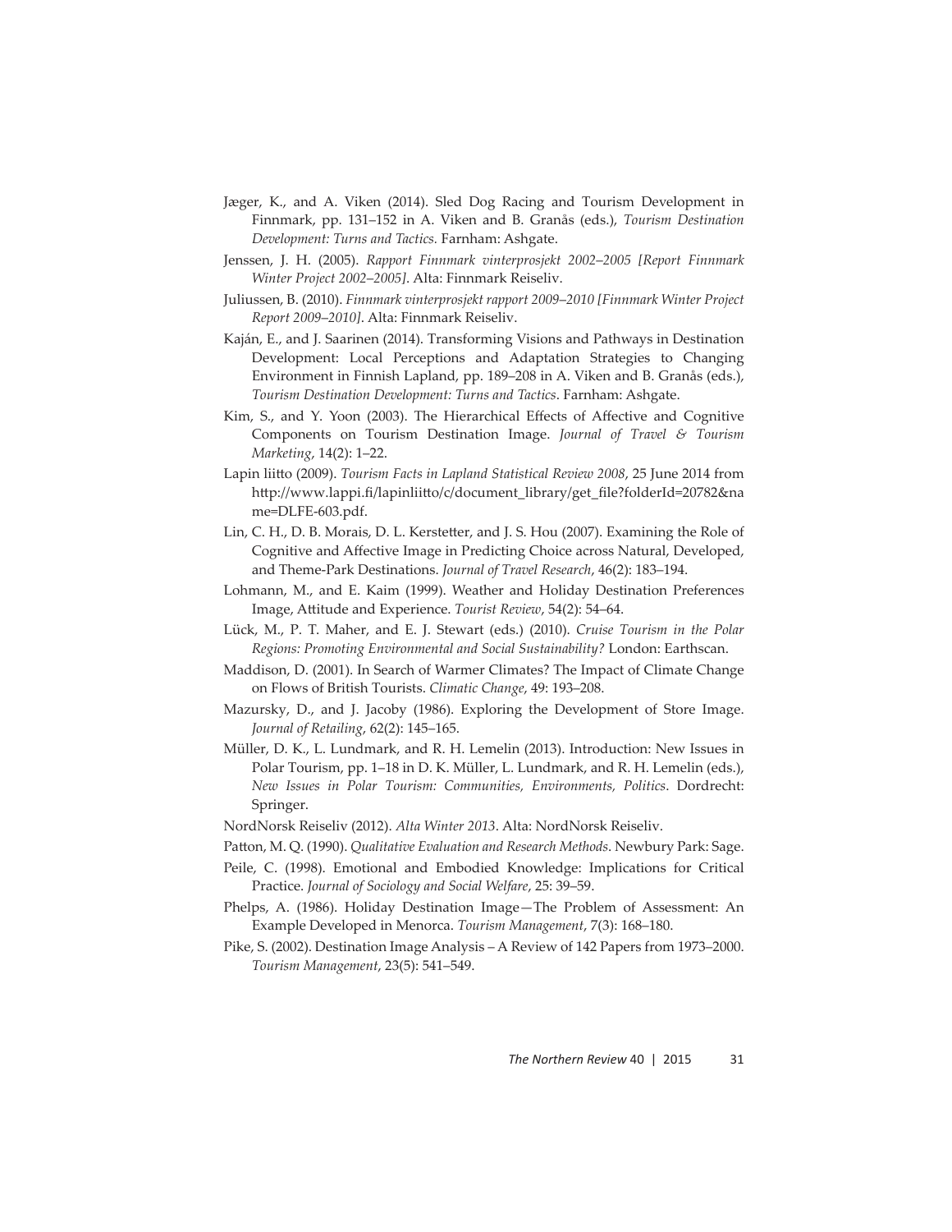Jæger, K., and A. Viken (2014). Sled Dog Racing and Tourism Development in Finnmark, pp. 131–152 in A. Viken and B. Granås (eds.), *Tourism Destination Development: Turns and Tactics.* Farnham: Ashgate.

Jenssen, J. H. (2005). *Rapport Finnmark vinterprosjekt 2002–2005 [Report Finnmark Winter Project 2002–2005].* Alta: Finnmark Reiseliv.

Juliussen, B. (2010). *Finnmark vinterprosjekt rapport 2009–2010 [Finnmark Winter Project Report 2009–2010].* Alta: Finnmark Reiseliv.

Kaján, E., and J. Saarinen (2014). Transforming Visions and Pathways in Destination Development: Local Perceptions and Adaptation Strategies to Changing Environment in Finnish Lapland, pp. 189–208 in A. Viken and B. Granås (eds.), *Tourism Destination Development: Turns and Tactics*. Farnham: Ashgate.

Kim, S., and Y. Yoon (2003). The Hierarchical Effects of Affective and Cognitive Components on Tourism Destination Image. *Journal of Travel & Tourism Marketing*, 14(2): 1–22.

Lapin liitto (2009). *Tourism Facts in Lapland Statistical Review 2008*, 25 June 2014 from http://www.lappi.fi/lapinliitto/c/document_library/get_file?folderId=20782&name=DLFE-603.pdf.

Lin, C. H., D. B. Morais, D. L. Kerstetter, and J. S. Hou (2007). Examining the Role of Cognitive and Affective Image in Predicting Choice across Natural, Developed, and Theme-Park Destinations. *Journal of Travel Research*, 46(2): 183–194.

Lohmann, M., and E. Kaim (1999). Weather and Holiday Destination Preferences Image, Attitude and Experience. *Tourist Review*, 54(2): 54–64.

Lück, M., P. T. Maher, and E. J. Stewart (eds.) (2010). *Cruise Tourism in the Polar Regions: Promoting Environmental and Social Sustainability?* London: Earthscan.

Maddison, D. (2001). In Search of Warmer Climates? The Impact of Climate Change on Flows of British Tourists. *Climatic Change*, 49: 193–208.

Mazursky, D., and J. Jacoby (1986). Exploring the Development of Store Image. *Journal of Retailing*, 62(2): 145–165.

Müller, D. K., L. Lundmark, and R. H. Lemelin (2013). Introduction: New Issues in Polar Tourism, pp. 1–18 in D. K. Müller, L. Lundmark, and R. H. Lemelin (eds.), *New Issues in Polar Tourism: Communities, Environments, Politics*. Dordrecht: Springer.

NordNorsk Reiseliv (2012). *Alta Winter 2013*. Alta: NordNorsk Reiseliv.

Patton, M. Q. (1990). *Qualitative Evaluation and Research Methods*. Newbury Park: Sage.

Peile, C. (1998). Emotional and Embodied Knowledge: Implications for Critical Practice. *Journal of Sociology and Social Welfare*, 25: 39–59.

Phelps, A. (1986). Holiday Destination Image—The Problem of Assessment: An Example Developed in Menorca. *Tourism Management*, 7(3): 168–180.

Pike, S. (2002). Destination Image Analysis – A Review of 142 Papers from 1973–2000. *Tourism Management*, 23(5): 541–549.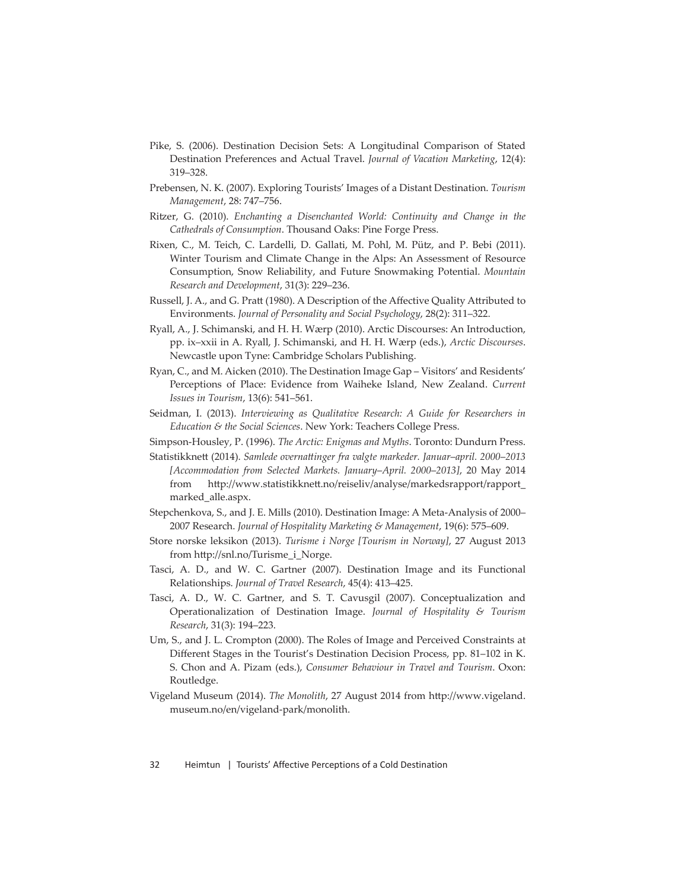Pike, S. (2006). Destination Decision Sets: A Longitudinal Comparison of Stated Destination Preferences and Actual Travel. *Journal of Vacation Marketing*, 12(4): 319–328.

Prebensen, N. K. (2007). Exploring Tourists' Images of a Distant Destination. *Tourism Management*, 28: 747–756.

Ritzer, G. (2010). *Enchanting a Disenchanted World: Continuity and Change in the Cathedrals of Consumption*. Thousand Oaks: Pine Forge Press.

Rixen, C., M. Teich, C. Lardelli, D. Gallati, M. Pohl, M. Pütz, and P. Bebi (2011). Winter Tourism and Climate Change in the Alps: An Assessment of Resource Consumption, Snow Reliability, and Future Snowmaking Potential. *Mountain Research and Development*, 31(3): 229–236.

Russell, J. A., and G. Pratt (1980). A Description of the Affective Quality Attributed to Environments. *Journal of Personality and Social Psychology*, 28(2): 311–322.

Ryall, A., J. Schimanski, and H. H. Wærp (2010). Arctic Discourses: An Introduction, pp. ix–xxii in A. Ryall, J. Schimanski, and H. H. Wærp (eds.), *Arctic Discourses*. Newcastle upon Tyne: Cambridge Scholars Publishing.

Ryan, C., and M. Aicken (2010). The Destination Image Gap – Visitors' and Residents' Perceptions of Place: Evidence from Waiheke Island, New Zealand. *Current Issues in Tourism*, 13(6): 541–561.

Seidman, I. (2013). *Interviewing as Qualitative Research: A Guide for Researchers in Education & the Social Sciences*. New York: Teachers College Press.

Simpson-Housley, P. (1996). *The Arctic: Enigmas and Myths*. Toronto: Dundurn Press.

Statistikknett (2014). *Samlede overnattinger fra valgte markeder. Januar–april. 2000–2013 [Accommodation from Selected Markets. January–April. 2000–2013]*, 20 May 2014 from http://www.statistikknett.no/reiseliv/analyse/markedsrapport/rapport_marked_alle.aspx.

Stepchenkova, S., and J. E. Mills (2010). Destination Image: A Meta-Analysis of 2000–2007 Research. *Journal of Hospitality Marketing & Management*, 19(6): 575–609.

Store norske leksikon (2013). *Turisme i Norge [Tourism in Norway]*, 27 August 2013 from http://snl.no/Turisme_i_Norge.

Tasci, A. D., and W. C. Gartner (2007). Destination Image and its Functional Relationships. *Journal of Travel Research*, 45(4): 413–425.

Tasci, A. D., W. C. Gartner, and S. T. Cavusgil (2007). Conceptualization and Operationalization of Destination Image. *Journal of Hospitality & Tourism Research*, 31(3): 194–223.

Um, S., and J. L. Crompton (2000). The Roles of Image and Perceived Constraints at Different Stages in the Tourist's Destination Decision Process, pp. 81–102 in K. S. Chon and A. Pizam (eds.), *Consumer Behaviour in Travel and Tourism*. Oxon: Routledge.

Vigeland Museum (2014). *The Monolith*, 27 August 2014 from http://www.vigeland.museum.no/en/vigeland-park/monolith.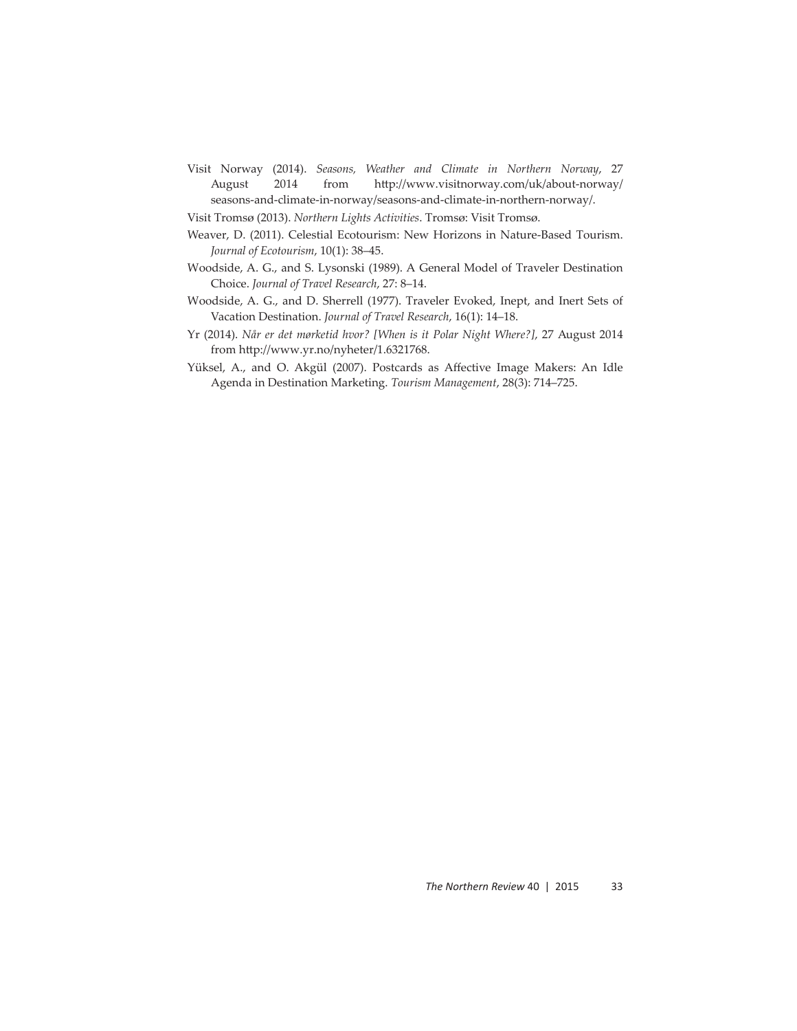Visit Norway (2014). *Seasons, Weather and Climate in Northern Norway*, 27 August 2014 from http://www.visitnorway.com/uk/about-norway/seasons-and-climate-in-norway/seasons-and-climate-in-northern-norway/.

Visit Tromsø (2013). *Northern Lights Activities*. Tromsø: Visit Tromsø.

Weaver, D. (2011). Celestial Ecotourism: New Horizons in Nature-Based Tourism. *Journal of Ecotourism*, 10(1): 38–45.

Woodside, A. G., and S. Lysonski (1989). A General Model of Traveler Destination Choice. *Journal of Travel Research*, 27: 8–14.

Woodside, A. G., and D. Sherrell (1977). Traveler Evoked, Inept, and Inert Sets of Vacation Destination. *Journal of Travel Research*, 16(1): 14–18.

Yr (2014). *Når er det mørketid hvor? [When is it Polar Night Where?]*, 27 August 2014 from http://www.yr.no/nyheter/1.6321768.

Yüksel, A., and O. Akgül (2007). Postcards as Affective Image Makers: An Idle Agenda in Destination Marketing. *Tourism Management*, 28(3): 714–725.